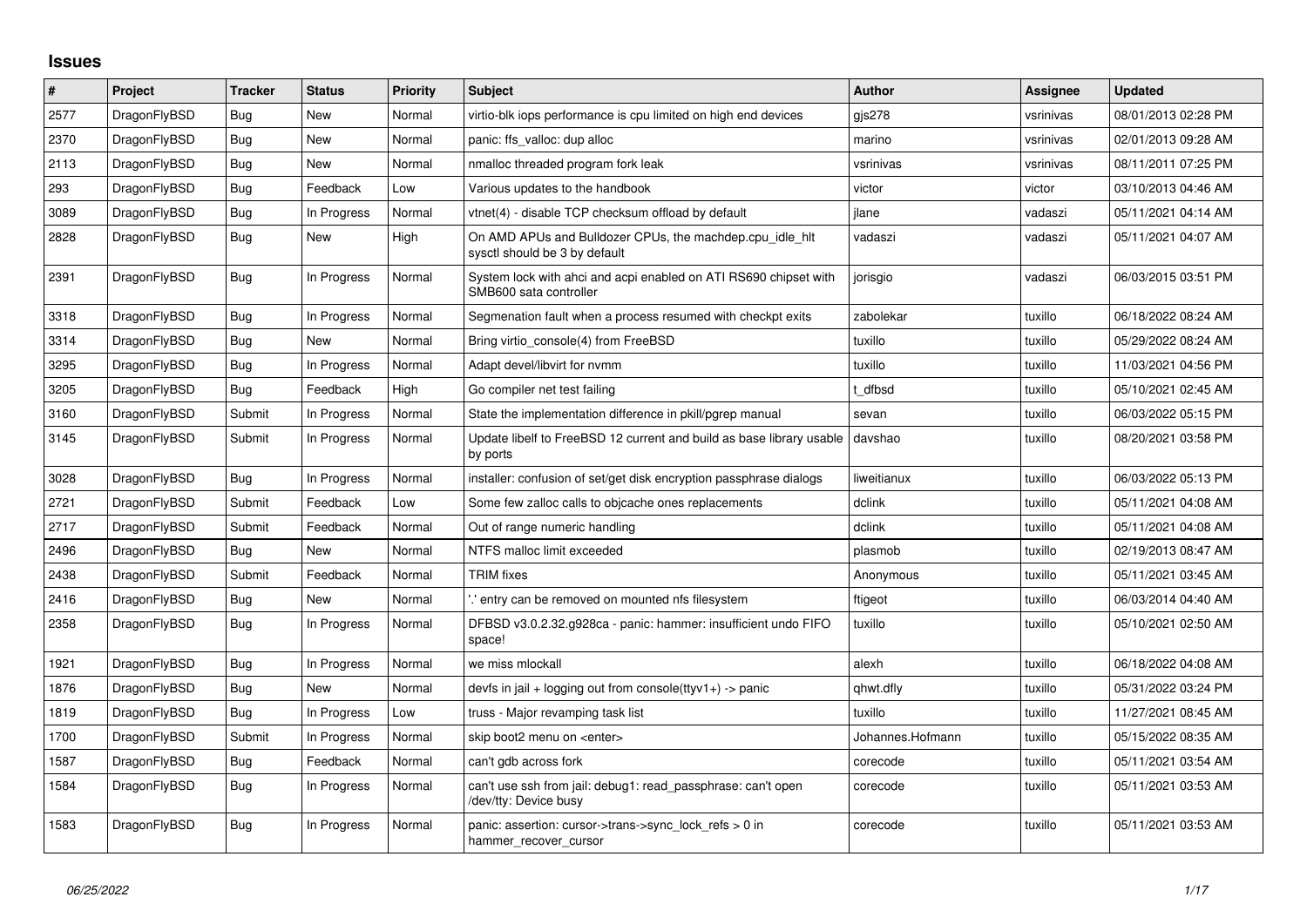# Issues

| # | Project | Tracker | Status | Priority | Subject | Author | Assignee | Updated |
|---|---|---|---|---|---|---|---|---|
| 2577 | DragonFlyBSD | Bug | New | Normal | virtio-blk iops performance is cpu limited on high end devices | gjs278 | vsrinivas | 08/01/2013 02:28 PM |
| 2370 | DragonFlyBSD | Bug | New | Normal | panic: ffs_valloc: dup alloc | marino | vsrinivas | 02/01/2013 09:28 AM |
| 2113 | DragonFlyBSD | Bug | New | Normal | nmalloc threaded program fork leak | vsrinivas | vsrinivas | 08/11/2011 07:25 PM |
| 293 | DragonFlyBSD | Bug | Feedback | Low | Various updates to the handbook | victor | victor | 03/10/2013 04:46 AM |
| 3089 | DragonFlyBSD | Bug | In Progress | Normal | vtnet(4) - disable TCP checksum offload by default | jlane | vadaszi | 05/11/2021 04:14 AM |
| 2828 | DragonFlyBSD | Bug | New | High | On AMD APUs and Bulldozer CPUs, the machdep.cpu_idle_hlt sysctl should be 3 by default | vadaszi | vadaszi | 05/11/2021 04:07 AM |
| 2391 | DragonFlyBSD | Bug | In Progress | Normal | System lock with ahci and acpi enabled on ATI RS690 chipset with SMB600 sata controller | jorisgio | vadaszi | 06/03/2015 03:51 PM |
| 3318 | DragonFlyBSD | Bug | In Progress | Normal | Segmenation fault when a process resumed with checkpt exits | zabolekar | tuxillo | 06/18/2022 08:24 AM |
| 3314 | DragonFlyBSD | Bug | New | Normal | Bring virtio_console(4) from FreeBSD | tuxillo | tuxillo | 05/29/2022 08:24 AM |
| 3295 | DragonFlyBSD | Bug | In Progress | Normal | Adapt devel/libvirt for nvmm | tuxillo | tuxillo | 11/03/2021 04:56 PM |
| 3205 | DragonFlyBSD | Bug | Feedback | High | Go compiler net test failing | t_dfbsd | tuxillo | 05/10/2021 02:45 AM |
| 3160 | DragonFlyBSD | Submit | In Progress | Normal | State the implementation difference in pkill/pgrep manual | sevan | tuxillo | 06/03/2022 05:15 PM |
| 3145 | DragonFlyBSD | Submit | In Progress | Normal | Update libelf to FreeBSD 12 current and build as base library usable by ports | davshao | tuxillo | 08/20/2021 03:58 PM |
| 3028 | DragonFlyBSD | Bug | In Progress | Normal | installer: confusion of set/get disk encryption passphrase dialogs | liweitianux | tuxillo | 06/03/2022 05:13 PM |
| 2721 | DragonFlyBSD | Submit | Feedback | Low | Some few zalloc calls to objcache ones replacements | dclink | tuxillo | 05/11/2021 04:08 AM |
| 2717 | DragonFlyBSD | Submit | Feedback | Normal | Out of range numeric handling | dclink | tuxillo | 05/11/2021 04:08 AM |
| 2496 | DragonFlyBSD | Bug | New | Normal | NTFS malloc limit exceeded | plasmob | tuxillo | 02/19/2013 08:47 AM |
| 2438 | DragonFlyBSD | Submit | Feedback | Normal | TRIM fixes | Anonymous | tuxillo | 05/11/2021 03:45 AM |
| 2416 | DragonFlyBSD | Bug | New | Normal | '.' entry can be removed on mounted nfs filesystem | ftigeot | tuxillo | 06/03/2014 04:40 AM |
| 2358 | DragonFlyBSD | Bug | In Progress | Normal | DFBSD v3.0.2.32.g928ca - panic: hammer: insufficient undo FIFO space! | tuxillo | tuxillo | 05/10/2021 02:50 AM |
| 1921 | DragonFlyBSD | Bug | In Progress | Normal | we miss mlockall | alexh | tuxillo | 06/18/2022 04:08 AM |
| 1876 | DragonFlyBSD | Bug | New | Normal | devfs in jail + logging out from console(ttyv1+) -> panic | qhwt.dfly | tuxillo | 05/31/2022 03:24 PM |
| 1819 | DragonFlyBSD | Bug | In Progress | Low | truss - Major revamping task list | tuxillo | tuxillo | 11/27/2021 08:45 AM |
| 1700 | DragonFlyBSD | Submit | In Progress | Normal | skip boot2 menu on <enter> | Johannes.Hofmann | tuxillo | 05/15/2022 08:35 AM |
| 1587 | DragonFlyBSD | Bug | Feedback | Normal | can't gdb across fork | corecode | tuxillo | 05/11/2021 03:54 AM |
| 1584 | DragonFlyBSD | Bug | In Progress | Normal | can't use ssh from jail: debug1: read_passphrase: can't open /dev/tty: Device busy | corecode | tuxillo | 05/11/2021 03:53 AM |
| 1583 | DragonFlyBSD | Bug | In Progress | Normal | panic: assertion: cursor->trans->sync_lock_refs > 0 in hammer_recover_cursor | corecode | tuxillo | 05/11/2021 03:53 AM |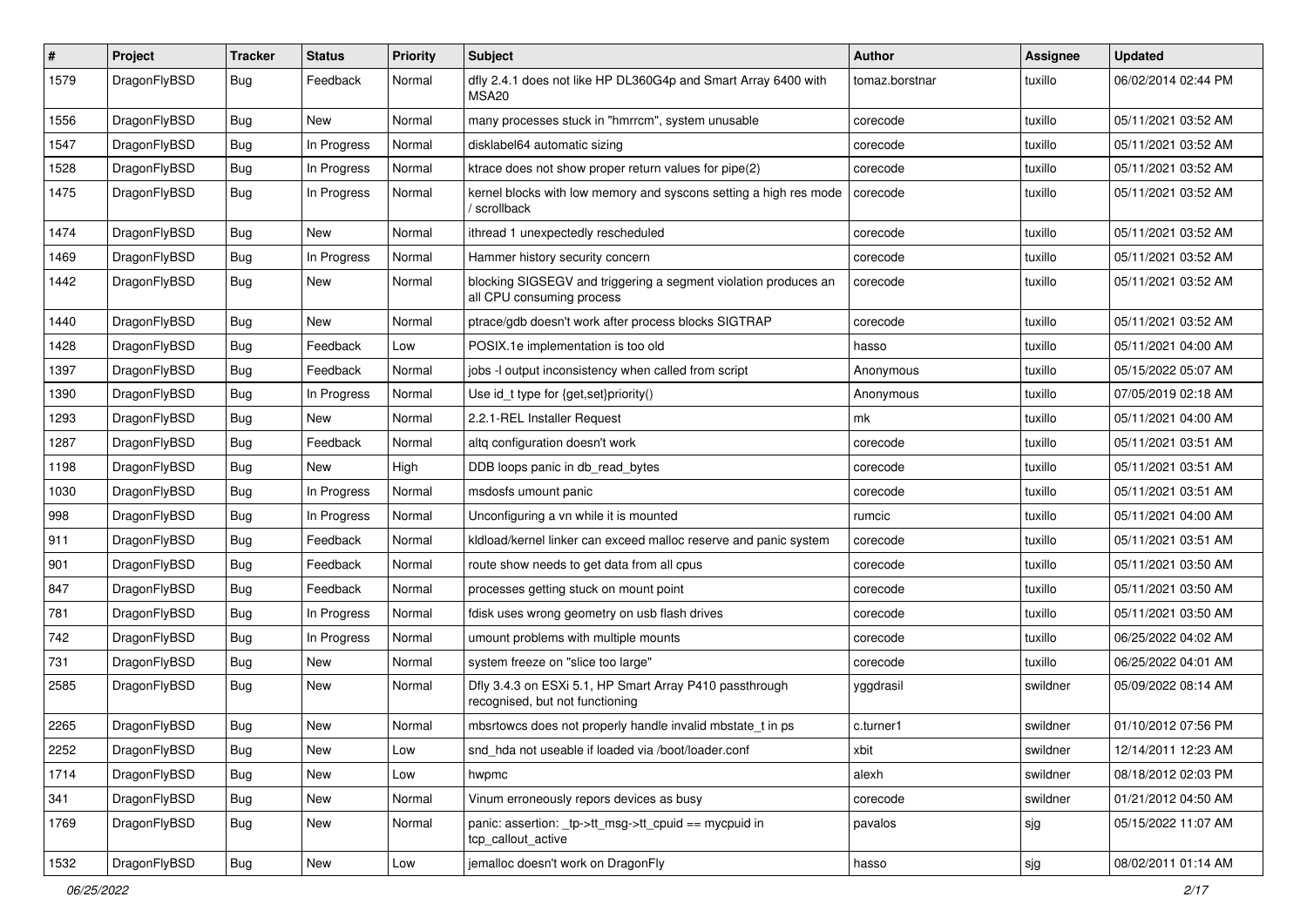| # | Project | Tracker | Status | Priority | Subject | Author | Assignee | Updated |
|---|---|---|---|---|---|---|---|---|
| 1579 | DragonFlyBSD | Bug | Feedback | Normal | dfly 2.4.1 does not like HP DL360G4p and Smart Array 6400 with MSA20 | tomaz.borstnar | tuxillo | 06/02/2014 02:44 PM |
| 1556 | DragonFlyBSD | Bug | New | Normal | many processes stuck in "hmrrcm", system unusable | corecode | tuxillo | 05/11/2021 03:52 AM |
| 1547 | DragonFlyBSD | Bug | In Progress | Normal | disklabel64 automatic sizing | corecode | tuxillo | 05/11/2021 03:52 AM |
| 1528 | DragonFlyBSD | Bug | In Progress | Normal | ktrace does not show proper return values for pipe(2) | corecode | tuxillo | 05/11/2021 03:52 AM |
| 1475 | DragonFlyBSD | Bug | In Progress | Normal | kernel blocks with low memory and syscons setting a high res mode / scrollback | corecode | tuxillo | 05/11/2021 03:52 AM |
| 1474 | DragonFlyBSD | Bug | New | Normal | ithread 1 unexpectedly rescheduled | corecode | tuxillo | 05/11/2021 03:52 AM |
| 1469 | DragonFlyBSD | Bug | In Progress | Normal | Hammer history security concern | corecode | tuxillo | 05/11/2021 03:52 AM |
| 1442 | DragonFlyBSD | Bug | New | Normal | blocking SIGSEGV and triggering a segment violation produces an all CPU consuming process | corecode | tuxillo | 05/11/2021 03:52 AM |
| 1440 | DragonFlyBSD | Bug | New | Normal | ptrace/gdb doesn't work after process blocks SIGTRAP | corecode | tuxillo | 05/11/2021 03:52 AM |
| 1428 | DragonFlyBSD | Bug | Feedback | Low | POSIX.1e implementation is too old | hasso | tuxillo | 05/11/2021 04:00 AM |
| 1397 | DragonFlyBSD | Bug | Feedback | Normal | jobs -l output inconsistency when called from script | Anonymous | tuxillo | 05/15/2022 05:07 AM |
| 1390 | DragonFlyBSD | Bug | In Progress | Normal | Use id_t type for {get,set}priority() | Anonymous | tuxillo | 07/05/2019 02:18 AM |
| 1293 | DragonFlyBSD | Bug | New | Normal | 2.2.1-REL Installer Request | mk | tuxillo | 05/11/2021 04:00 AM |
| 1287 | DragonFlyBSD | Bug | Feedback | Normal | altq configuration doesn't work | corecode | tuxillo | 05/11/2021 03:51 AM |
| 1198 | DragonFlyBSD | Bug | New | High | DDB loops panic in db_read_bytes | corecode | tuxillo | 05/11/2021 03:51 AM |
| 1030 | DragonFlyBSD | Bug | In Progress | Normal | msdosfs umount panic | corecode | tuxillo | 05/11/2021 03:51 AM |
| 998 | DragonFlyBSD | Bug | In Progress | Normal | Unconfiguring a vn while it is mounted | rumcic | tuxillo | 05/11/2021 04:00 AM |
| 911 | DragonFlyBSD | Bug | Feedback | Normal | kldload/kernel linker can exceed malloc reserve and panic system | corecode | tuxillo | 05/11/2021 03:51 AM |
| 901 | DragonFlyBSD | Bug | Feedback | Normal | route show needs to get data from all cpus | corecode | tuxillo | 05/11/2021 03:50 AM |
| 847 | DragonFlyBSD | Bug | Feedback | Normal | processes getting stuck on mount point | corecode | tuxillo | 05/11/2021 03:50 AM |
| 781 | DragonFlyBSD | Bug | In Progress | Normal | fdisk uses wrong geometry on usb flash drives | corecode | tuxillo | 05/11/2021 03:50 AM |
| 742 | DragonFlyBSD | Bug | In Progress | Normal | umount problems with multiple mounts | corecode | tuxillo | 06/25/2022 04:02 AM |
| 731 | DragonFlyBSD | Bug | New | Normal | system freeze on "slice too large" | corecode | tuxillo | 06/25/2022 04:01 AM |
| 2585 | DragonFlyBSD | Bug | New | Normal | Dfly 3.4.3 on ESXi 5.1, HP Smart Array P410 passthrough recognised, but not functioning | yggdrasil | swildner | 05/09/2022 08:14 AM |
| 2265 | DragonFlyBSD | Bug | New | Normal | mbsrtowcs does not properly handle invalid mbstate_t in ps | c.turner1 | swildner | 01/10/2012 07:56 PM |
| 2252 | DragonFlyBSD | Bug | New | Low | snd_hda not useable if loaded via /boot/loader.conf | xbit | swildner | 12/14/2011 12:23 AM |
| 1714 | DragonFlyBSD | Bug | New | Low | hwpmc | alexh | swildner | 08/18/2012 02:03 PM |
| 341 | DragonFlyBSD | Bug | New | Normal | Vinum erroneously repors devices as busy | corecode | swildner | 01/21/2012 04:50 AM |
| 1769 | DragonFlyBSD | Bug | New | Normal | panic: assertion: _tp->tt_msg->tt_cpuid == mycpuid in tcp_callout_active | pavalos | sjg | 05/15/2022 11:07 AM |
| 1532 | DragonFlyBSD | Bug | New | Low | jemalloc doesn't work on DragonFly | hasso | sjg | 08/02/2011 01:14 AM |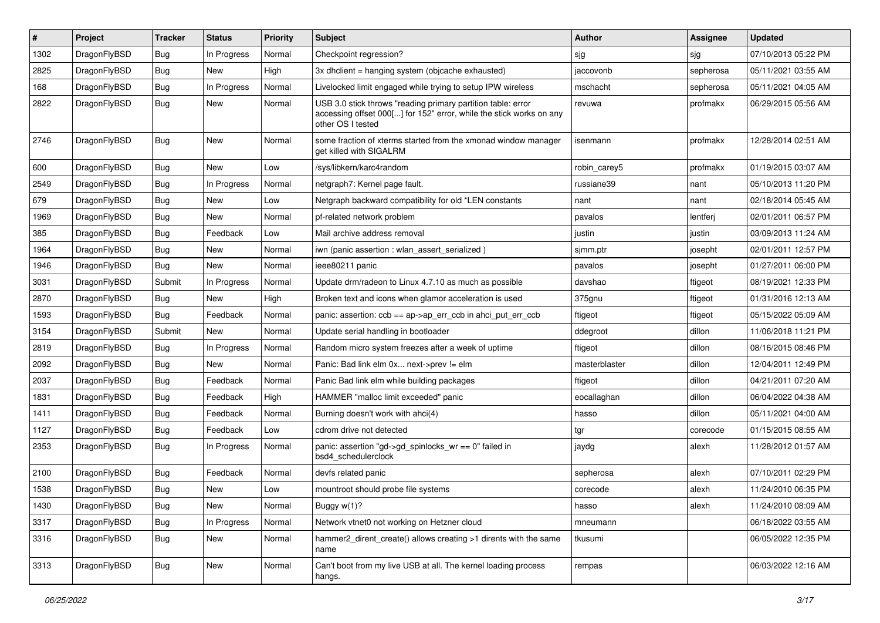| # | Project | Tracker | Status | Priority | Subject | Author | Assignee | Updated |
|---|---|---|---|---|---|---|---|---|
| 1302 | DragonFlyBSD | Bug | In Progress | Normal | Checkpoint regression? | sjg | sjg | 07/10/2013 05:22 PM |
| 2825 | DragonFlyBSD | Bug | New | High | 3x dhclient = hanging system (objcache exhausted) | jaccovonb | sepherosa | 05/11/2021 03:55 AM |
| 168 | DragonFlyBSD | Bug | In Progress | Normal | Livelocked limit engaged while trying to setup IPW wireless | mschacht | sepherosa | 05/11/2021 04:05 AM |
| 2822 | DragonFlyBSD | Bug | New | Normal | USB 3.0 stick throws "reading primary partition table: error accessing offset 000[...] for 152" error, while the stick works on any other OS I tested | revuwa | profmakx | 06/29/2015 05:56 AM |
| 2746 | DragonFlyBSD | Bug | New | Normal | some fraction of xterms started from the xmonad window manager get killed with SIGALRM | isenmann | profmakx | 12/28/2014 02:51 AM |
| 600 | DragonFlyBSD | Bug | New | Low | /sys/libkern/karc4random | robin_carey5 | profmakx | 01/19/2015 03:07 AM |
| 2549 | DragonFlyBSD | Bug | In Progress | Normal | netgraph7: Kernel page fault. | russiane39 | nant | 05/10/2013 11:20 PM |
| 679 | DragonFlyBSD | Bug | New | Low | Netgraph backward compatibility for old *LEN constants | nant | nant | 02/18/2014 05:45 AM |
| 1969 | DragonFlyBSD | Bug | New | Normal | pf-related network problem | pavalos | lentferj | 02/01/2011 06:57 PM |
| 385 | DragonFlyBSD | Bug | Feedback | Low | Mail archive address removal | justin | justin | 03/09/2013 11:24 AM |
| 1964 | DragonFlyBSD | Bug | New | Normal | iwn (panic assertion : wlan_assert_serialized ) | sjmm.ptr | josepht | 02/01/2011 12:57 PM |
| 1946 | DragonFlyBSD | Bug | New | Normal | ieee80211 panic | pavalos | josepht | 01/27/2011 06:00 PM |
| 3031 | DragonFlyBSD | Submit | In Progress | Normal | Update drm/radeon to Linux 4.7.10 as much as possible | davshao | ftigeot | 08/19/2021 12:33 PM |
| 2870 | DragonFlyBSD | Bug | New | High | Broken text and icons when glamor acceleration is used | 375gnu | ftigeot | 01/31/2016 12:13 AM |
| 1593 | DragonFlyBSD | Bug | Feedback | Normal | panic: assertion: ccb == ap->ap_err_ccb in ahci_put_err_ccb | ftigeot | ftigeot | 05/15/2022 05:09 AM |
| 3154 | DragonFlyBSD | Submit | New | Normal | Update serial handling in bootloader | ddegroot | dillon | 11/06/2018 11:21 PM |
| 2819 | DragonFlyBSD | Bug | In Progress | Normal | Random micro system freezes after a week of uptime | ftigeot | dillon | 08/16/2015 08:46 PM |
| 2092 | DragonFlyBSD | Bug | New | Normal | Panic: Bad link elm 0x... next->prev != elm | masterblaster | dillon | 12/04/2011 12:49 PM |
| 2037 | DragonFlyBSD | Bug | Feedback | Normal | Panic Bad link elm while building packages | ftigeot | dillon | 04/21/2011 07:20 AM |
| 1831 | DragonFlyBSD | Bug | Feedback | High | HAMMER "malloc limit exceeded" panic | eocallaghan | dillon | 06/04/2022 04:38 AM |
| 1411 | DragonFlyBSD | Bug | Feedback | Normal | Burning doesn't work with ahci(4) | hasso | dillon | 05/11/2021 04:00 AM |
| 1127 | DragonFlyBSD | Bug | Feedback | Low | cdrom drive not detected | tgr | corecode | 01/15/2015 08:55 AM |
| 2353 | DragonFlyBSD | Bug | In Progress | Normal | panic: assertion "gd->gd_spinlocks_wr == 0" failed in bsd4_schedulerclock | jaydg | alexh | 11/28/2012 01:57 AM |
| 2100 | DragonFlyBSD | Bug | Feedback | Normal | devfs related panic | sepherosa | alexh | 07/10/2011 02:29 PM |
| 1538 | DragonFlyBSD | Bug | New | Low | mountroot should probe file systems | corecode | alexh | 11/24/2010 06:35 PM |
| 1430 | DragonFlyBSD | Bug | New | Normal | Buggy w(1)? | hasso | alexh | 11/24/2010 08:09 AM |
| 3317 | DragonFlyBSD | Bug | In Progress | Normal | Network vtnet0 not working on Hetzner cloud | mneumann | | 06/18/2022 03:55 AM |
| 3316 | DragonFlyBSD | Bug | New | Normal | hammer2_dirent_create() allows creating >1 dirents with the same name | tkusumi | | 06/05/2022 12:35 PM |
| 3313 | DragonFlyBSD | Bug | New | Normal | Can't boot from my live USB at all. The kernel loading process hangs. | rempas | | 06/03/2022 12:16 AM |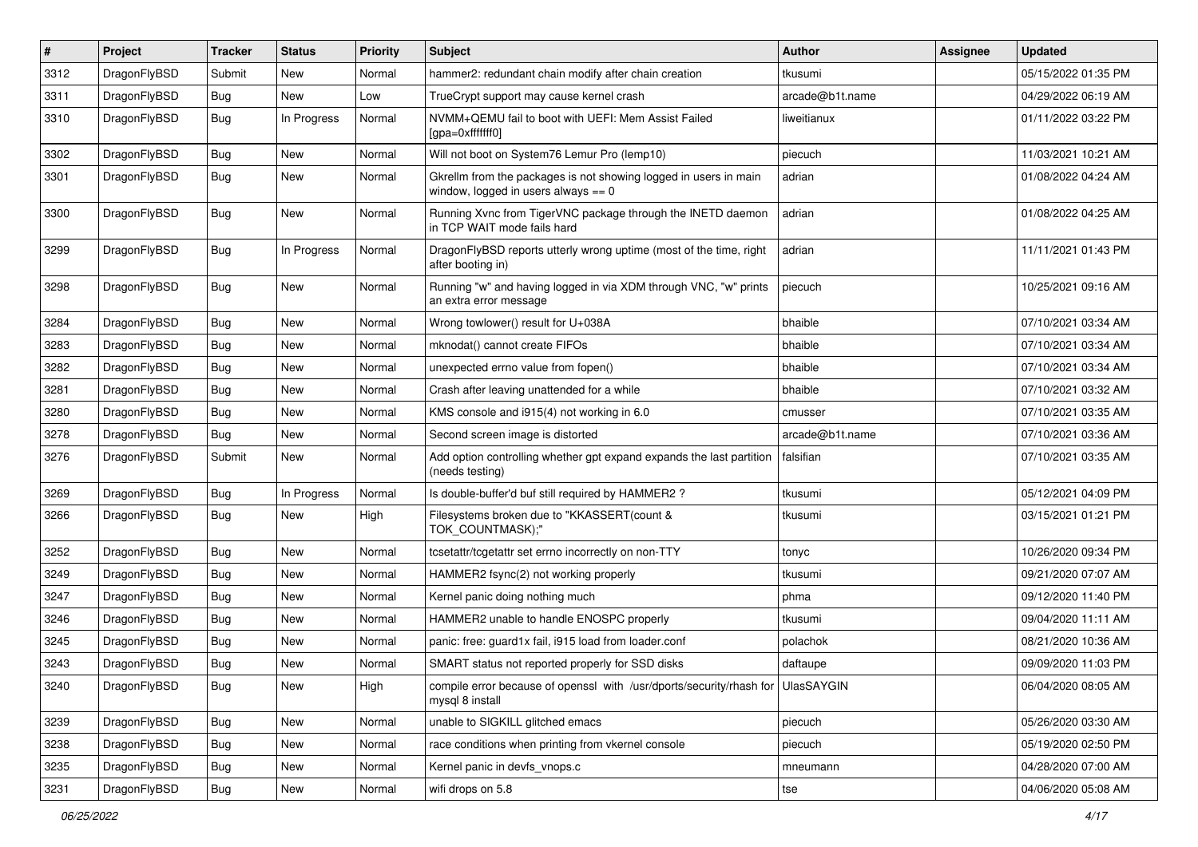| # | Project | Tracker | Status | Priority | Subject | Author | Assignee | Updated |
|---|---|---|---|---|---|---|---|---|
| 3312 | DragonFlyBSD | Submit | New | Normal | hammer2: redundant chain modify after chain creation | tkusumi | | 05/15/2022 01:35 PM |
| 3311 | DragonFlyBSD | Bug | New | Low | TrueCrypt support may cause kernel crash | arcade@b1t.name | | 04/29/2022 06:19 AM |
| 3310 | DragonFlyBSD | Bug | In Progress | Normal | NVMM+QEMU fail to boot with UEFI: Mem Assist Failed [gpa=0xfffffff0] | liweitianux | | 01/11/2022 03:22 PM |
| 3302 | DragonFlyBSD | Bug | New | Normal | Will not boot on System76 Lemur Pro (lemp10) | piecuch | | 11/03/2021 10:21 AM |
| 3301 | DragonFlyBSD | Bug | New | Normal | Gkrellm from the packages is not showing logged in users in main window, logged in users always == 0 | adrian | | 01/08/2022 04:24 AM |
| 3300 | DragonFlyBSD | Bug | New | Normal | Running Xvnc from TigerVNC package through the INETD daemon in TCP WAIT mode fails hard | adrian | | 01/08/2022 04:25 AM |
| 3299 | DragonFlyBSD | Bug | In Progress | Normal | DragonFlyBSD reports utterly wrong uptime (most of the time, right after booting in) | adrian | | 11/11/2021 01:43 PM |
| 3298 | DragonFlyBSD | Bug | New | Normal | Running "w" and having logged in via XDM through VNC, "w" prints an extra error message | piecuch | | 10/25/2021 09:16 AM |
| 3284 | DragonFlyBSD | Bug | New | Normal | Wrong towlower() result for U+038A | bhaible | | 07/10/2021 03:34 AM |
| 3283 | DragonFlyBSD | Bug | New | Normal | mknodat() cannot create FIFOs | bhaible | | 07/10/2021 03:34 AM |
| 3282 | DragonFlyBSD | Bug | New | Normal | unexpected errno value from fopen() | bhaible | | 07/10/2021 03:34 AM |
| 3281 | DragonFlyBSD | Bug | New | Normal | Crash after leaving unattended for a while | bhaible | | 07/10/2021 03:32 AM |
| 3280 | DragonFlyBSD | Bug | New | Normal | KMS console and i915(4) not working in 6.0 | cmusser | | 07/10/2021 03:35 AM |
| 3278 | DragonFlyBSD | Bug | New | Normal | Second screen image is distorted | arcade@b1t.name | | 07/10/2021 03:36 AM |
| 3276 | DragonFlyBSD | Submit | New | Normal | Add option controlling whether gpt expand expands the last partition (needs testing) | falsifian | | 07/10/2021 03:35 AM |
| 3269 | DragonFlyBSD | Bug | In Progress | Normal | Is double-buffer'd buf still required by HAMMER2 ? | tkusumi | | 05/12/2021 04:09 PM |
| 3266 | DragonFlyBSD | Bug | New | High | Filesystems broken due to "KKASSERT(count & TOK_COUNTMASK);" | tkusumi | | 03/15/2021 01:21 PM |
| 3252 | DragonFlyBSD | Bug | New | Normal | tcsetattr/tcgetattr set errno incorrectly on non-TTY | tonyc | | 10/26/2020 09:34 PM |
| 3249 | DragonFlyBSD | Bug | New | Normal | HAMMER2 fsync(2) not working properly | tkusumi | | 09/21/2020 07:07 AM |
| 3247 | DragonFlyBSD | Bug | New | Normal | Kernel panic doing nothing much | phma | | 09/12/2020 11:40 PM |
| 3246 | DragonFlyBSD | Bug | New | Normal | HAMMER2 unable to handle ENOSPC properly | tkusumi | | 09/04/2020 11:11 AM |
| 3245 | DragonFlyBSD | Bug | New | Normal | panic: free: guard1x fail, i915 load from loader.conf | polachok | | 08/21/2020 10:36 AM |
| 3243 | DragonFlyBSD | Bug | New | Normal | SMART status not reported properly for SSD disks | daftaupe | | 09/09/2020 11:03 PM |
| 3240 | DragonFlyBSD | Bug | New | High | compile error because of openssl with /usr/dports/security/rhash for mysql 8 install | UlasSAYGIN | | 06/04/2020 08:05 AM |
| 3239 | DragonFlyBSD | Bug | New | Normal | unable to SIGKILL glitched emacs | piecuch | | 05/26/2020 03:30 AM |
| 3238 | DragonFlyBSD | Bug | New | Normal | race conditions when printing from vkernel console | piecuch | | 05/19/2020 02:50 PM |
| 3235 | DragonFlyBSD | Bug | New | Normal | Kernel panic in devfs_vnops.c | mneumann | | 04/28/2020 07:00 AM |
| 3231 | DragonFlyBSD | Bug | New | Normal | wifi drops on 5.8 | tse | | 04/06/2020 05:08 AM |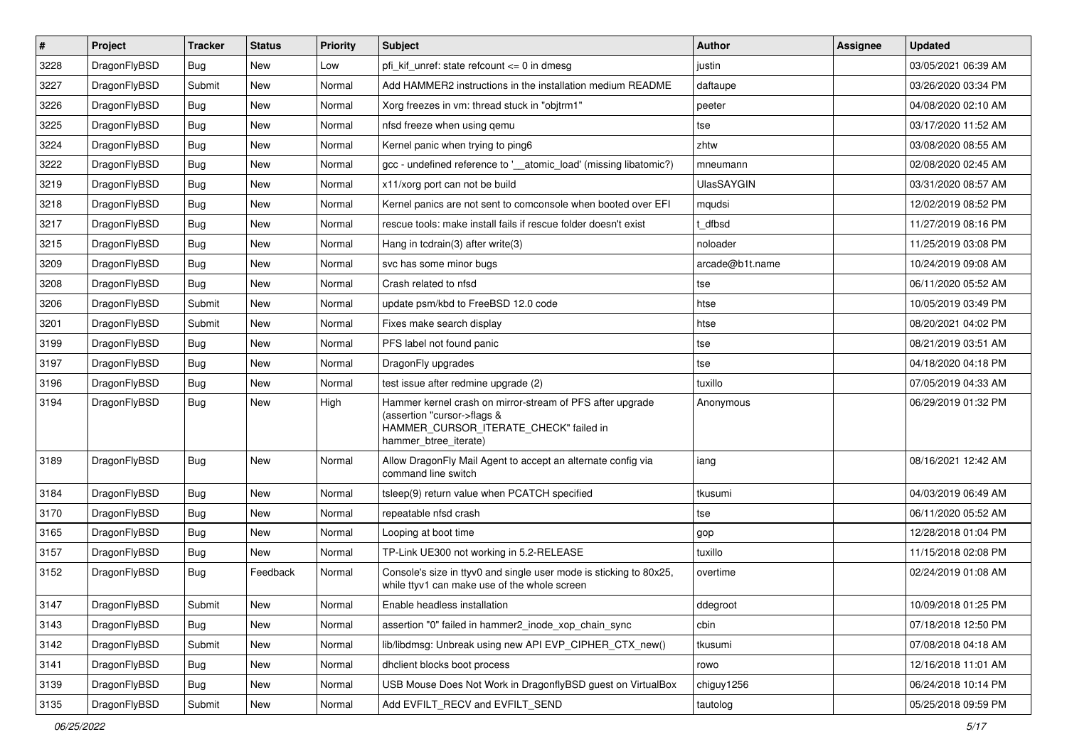| # | Project | Tracker | Status | Priority | Subject | Author | Assignee | Updated |
| --- | --- | --- | --- | --- | --- | --- | --- | --- |
| 3228 | DragonFlyBSD | Bug | New | Low | pfi_kif_unref: state refcount <= 0 in dmesg | justin | | 03/05/2021 06:39 AM |
| 3227 | DragonFlyBSD | Submit | New | Normal | Add HAMMER2 instructions in the installation medium README | daftaupe | | 03/26/2020 03:34 PM |
| 3226 | DragonFlyBSD | Bug | New | Normal | Xorg freezes in vm: thread stuck in "objtrm1" | peeter | | 04/08/2020 02:10 AM |
| 3225 | DragonFlyBSD | Bug | New | Normal | nfsd freeze when using qemu | tse | | 03/17/2020 11:52 AM |
| 3224 | DragonFlyBSD | Bug | New | Normal | Kernel panic when trying to ping6 | zhtw | | 03/08/2020 08:55 AM |
| 3222 | DragonFlyBSD | Bug | New | Normal | gcc - undefined reference to '__atomic_load' (missing libatomic?) | mneumann | | 02/08/2020 02:45 AM |
| 3219 | DragonFlyBSD | Bug | New | Normal | x11/xorg port can not be build | UlasSAYGIN | | 03/31/2020 08:57 AM |
| 3218 | DragonFlyBSD | Bug | New | Normal | Kernel panics are not sent to comconsole when booted over EFI | mqudsi | | 12/02/2019 08:52 PM |
| 3217 | DragonFlyBSD | Bug | New | Normal | rescue tools: make install fails if rescue folder doesn't exist | t_dfbsd | | 11/27/2019 08:16 PM |
| 3215 | DragonFlyBSD | Bug | New | Normal | Hang in tcdrain(3) after write(3) | noloader | | 11/25/2019 03:08 PM |
| 3209 | DragonFlyBSD | Bug | New | Normal | svc has some minor bugs | arcade@b1t.name | | 10/24/2019 09:08 AM |
| 3208 | DragonFlyBSD | Bug | New | Normal | Crash related to nfsd | tse | | 06/11/2020 05:52 AM |
| 3206 | DragonFlyBSD | Submit | New | Normal | update psm/kbd to FreeBSD 12.0 code | htse | | 10/05/2019 03:49 PM |
| 3201 | DragonFlyBSD | Submit | New | Normal | Fixes make search display | htse | | 08/20/2021 04:02 PM |
| 3199 | DragonFlyBSD | Bug | New | Normal | PFS label not found panic | tse | | 08/21/2019 03:51 AM |
| 3197 | DragonFlyBSD | Bug | New | Normal | DragonFly upgrades | tse | | 04/18/2020 04:18 PM |
| 3196 | DragonFlyBSD | Bug | New | Normal | test issue after redmine upgrade (2) | tuxillo | | 07/05/2019 04:33 AM |
| 3194 | DragonFlyBSD | Bug | New | High | Hammer kernel crash on mirror-stream of PFS after upgrade (assertion "cursor->flags & HAMMER_CURSOR_ITERATE_CHECK" failed in hammer_btree_iterate) | Anonymous | | 06/29/2019 01:32 PM |
| 3189 | DragonFlyBSD | Bug | New | Normal | Allow DragonFly Mail Agent to accept an alternate config via command line switch | iang | | 08/16/2021 12:42 AM |
| 3184 | DragonFlyBSD | Bug | New | Normal | tsleep(9) return value when PCATCH specified | tkusumi | | 04/03/2019 06:49 AM |
| 3170 | DragonFlyBSD | Bug | New | Normal | repeatable nfsd crash | tse | | 06/11/2020 05:52 AM |
| 3165 | DragonFlyBSD | Bug | New | Normal | Looping at boot time | gop | | 12/28/2018 01:04 PM |
| 3157 | DragonFlyBSD | Bug | New | Normal | TP-Link UE300 not working in 5.2-RELEASE | tuxillo | | 11/15/2018 02:08 PM |
| 3152 | DragonFlyBSD | Bug | Feedback | Normal | Console's size in ttyv0 and single user mode is sticking to 80x25, while ttyv1 can make use of the whole screen | overtime | | 02/24/2019 01:08 AM |
| 3147 | DragonFlyBSD | Submit | New | Normal | Enable headless installation | ddegroot | | 10/09/2018 01:25 PM |
| 3143 | DragonFlyBSD | Bug | New | Normal | assertion "0" failed in hammer2_inode_xop_chain_sync | cbin | | 07/18/2018 12:50 PM |
| 3142 | DragonFlyBSD | Submit | New | Normal | lib/libdmsg: Unbreak using new API EVP_CIPHER_CTX_new() | tkusumi | | 07/08/2018 04:18 AM |
| 3141 | DragonFlyBSD | Bug | New | Normal | dhclient blocks boot process | rowo | | 12/16/2018 11:01 AM |
| 3139 | DragonFlyBSD | Bug | New | Normal | USB Mouse Does Not Work in DragonflyBSD guest on VirtualBox | chiguy1256 | | 06/24/2018 10:14 PM |
| 3135 | DragonFlyBSD | Submit | New | Normal | Add EVFILT_RECV and EVFILT_SEND | tautolog | | 05/25/2018 09:59 PM |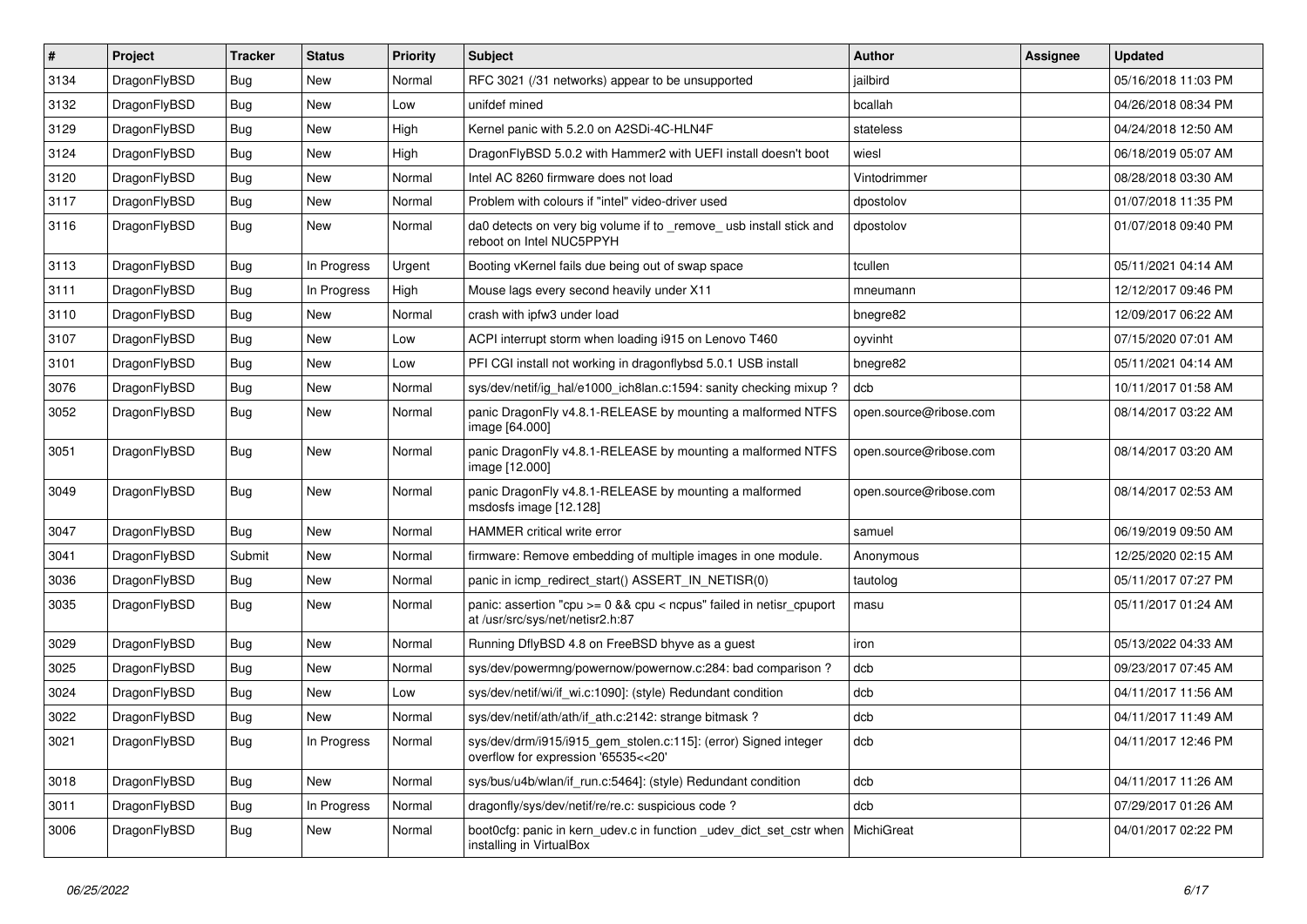| # | Project | Tracker | Status | Priority | Subject | Author | Assignee | Updated |
|---|---|---|---|---|---|---|---|---|
| 3134 | DragonFlyBSD | Bug | New | Normal | RFC 3021 (/31 networks) appear to be unsupported | jailbird | | 05/16/2018 11:03 PM |
| 3132 | DragonFlyBSD | Bug | New | Low | unifdef mined | bcallah | | 04/26/2018 08:34 PM |
| 3129 | DragonFlyBSD | Bug | New | High | Kernel panic with 5.2.0 on A2SDi-4C-HLN4F | stateless | | 04/24/2018 12:50 AM |
| 3124 | DragonFlyBSD | Bug | New | High | DragonFlyBSD 5.0.2 with Hammer2 with UEFI install doesn't boot | wiesl | | 06/18/2019 05:07 AM |
| 3120 | DragonFlyBSD | Bug | New | Normal | Intel AC 8260 firmware does not load | Vintodrimmer | | 08/28/2018 03:30 AM |
| 3117 | DragonFlyBSD | Bug | New | Normal | Problem with colours if "intel" video-driver used | dpostolov | | 01/07/2018 11:35 PM |
| 3116 | DragonFlyBSD | Bug | New | Normal | da0 detects on very big volume if to _remove_ usb install stick and reboot on Intel NUC5PPYH | dpostolov | | 01/07/2018 09:40 PM |
| 3113 | DragonFlyBSD | Bug | In Progress | Urgent | Booting vKernel fails due being out of swap space | tcullen | | 05/11/2021 04:14 AM |
| 3111 | DragonFlyBSD | Bug | In Progress | High | Mouse lags every second heavily under X11 | mneumann | | 12/12/2017 09:46 PM |
| 3110 | DragonFlyBSD | Bug | New | Normal | crash with ipfw3 under load | bnegre82 | | 12/09/2017 06:22 AM |
| 3107 | DragonFlyBSD | Bug | New | Low | ACPI interrupt storm when loading i915 on Lenovo T460 | oyvinht | | 07/15/2020 07:01 AM |
| 3101 | DragonFlyBSD | Bug | New | Low | PFI CGI install not working in dragonflybsd 5.0.1 USB install | bnegre82 | | 05/11/2021 04:14 AM |
| 3076 | DragonFlyBSD | Bug | New | Normal | sys/dev/netif/ig_hal/e1000_ich8lan.c:1594: sanity checking mixup ? | dcb | | 10/11/2017 01:58 AM |
| 3052 | DragonFlyBSD | Bug | New | Normal | panic DragonFly v4.8.1-RELEASE by mounting a malformed NTFS image [64.000] | open.source@ribose.com | | 08/14/2017 03:22 AM |
| 3051 | DragonFlyBSD | Bug | New | Normal | panic DragonFly v4.8.1-RELEASE by mounting a malformed NTFS image [12.000] | open.source@ribose.com | | 08/14/2017 03:20 AM |
| 3049 | DragonFlyBSD | Bug | New | Normal | panic DragonFly v4.8.1-RELEASE by mounting a malformed msdosfs image [12.128] | open.source@ribose.com | | 08/14/2017 02:53 AM |
| 3047 | DragonFlyBSD | Bug | New | Normal | HAMMER critical write error | samuel | | 06/19/2019 09:50 AM |
| 3041 | DragonFlyBSD | Submit | New | Normal | firmware: Remove embedding of multiple images in one module. | Anonymous | | 12/25/2020 02:15 AM |
| 3036 | DragonFlyBSD | Bug | New | Normal | panic in icmp_redirect_start() ASSERT_IN_NETISR(0) | tautolog | | 05/11/2017 07:27 PM |
| 3035 | DragonFlyBSD | Bug | New | Normal | panic: assertion "cpu >= 0 && cpu < ncpus" failed in netisr_cpuport at /usr/src/sys/net/netisr2.h:87 | masu | | 05/11/2017 01:24 AM |
| 3029 | DragonFlyBSD | Bug | New | Normal | Running DflyBSD 4.8 on FreeBSD bhyve as a guest | iron | | 05/13/2022 04:33 AM |
| 3025 | DragonFlyBSD | Bug | New | Normal | sys/dev/powermng/powernow/powernow.c:284: bad comparison ? | dcb | | 09/23/2017 07:45 AM |
| 3024 | DragonFlyBSD | Bug | New | Low | sys/dev/netif/wi/if_wi.c:1090]: (style) Redundant condition | dcb | | 04/11/2017 11:56 AM |
| 3022 | DragonFlyBSD | Bug | New | Normal | sys/dev/netif/ath/ath/if_ath.c:2142: strange bitmask ? | dcb | | 04/11/2017 11:49 AM |
| 3021 | DragonFlyBSD | Bug | In Progress | Normal | sys/dev/drm/i915/i915_gem_stolen.c:115]: (error) Signed integer overflow for expression '65535<<20' | dcb | | 04/11/2017 12:46 PM |
| 3018 | DragonFlyBSD | Bug | New | Normal | sys/bus/u4b/wlan/if_run.c:5464]: (style) Redundant condition | dcb | | 04/11/2017 11:26 AM |
| 3011 | DragonFlyBSD | Bug | In Progress | Normal | dragonfly/sys/dev/netif/re/re.c: suspicious code ? | dcb | | 07/29/2017 01:26 AM |
| 3006 | DragonFlyBSD | Bug | New | Normal | boot0cfg: panic in kern_udev.c in function _udev_dict_set_cstr when installing in VirtualBox | MichiGreat | | 04/01/2017 02:22 PM |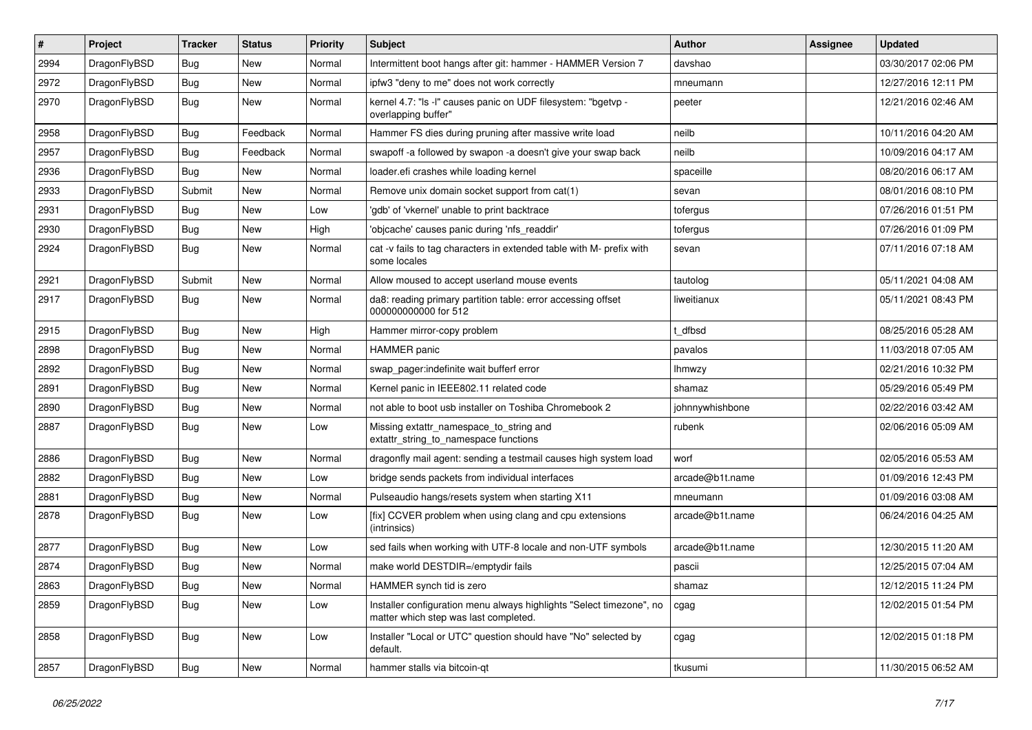| # | Project | Tracker | Status | Priority | Subject | Author | Assignee | Updated |
|---|---|---|---|---|---|---|---|---|
| 2994 | DragonFlyBSD | Bug | New | Normal | Intermittent boot hangs after git: hammer - HAMMER Version 7 | davshao | | 03/30/2017 02:06 PM |
| 2972 | DragonFlyBSD | Bug | New | Normal | ipfw3 "deny to me" does not work correctly | mneumann | | 12/27/2016 12:11 PM |
| 2970 | DragonFlyBSD | Bug | New | Normal | kernel 4.7: "ls -l" causes panic on UDF filesystem: "bgetvp - overlapping buffer" | peeter | | 12/21/2016 02:46 AM |
| 2958 | DragonFlyBSD | Bug | Feedback | Normal | Hammer FS dies during pruning after massive write load | neilb | | 10/11/2016 04:20 AM |
| 2957 | DragonFlyBSD | Bug | Feedback | Normal | swapoff -a followed by swapon -a doesn't give your swap back | neilb | | 10/09/2016 04:17 AM |
| 2936 | DragonFlyBSD | Bug | New | Normal | loader.efi crashes while loading kernel | spaceille | | 08/20/2016 06:17 AM |
| 2933 | DragonFlyBSD | Submit | New | Normal | Remove unix domain socket support from cat(1) | sevan | | 08/01/2016 08:10 PM |
| 2931 | DragonFlyBSD | Bug | New | Low | 'gdb' of 'vkernel' unable to print backtrace | tofergus | | 07/26/2016 01:51 PM |
| 2930 | DragonFlyBSD | Bug | New | High | 'objcache' causes panic during 'nfs_readdir' | tofergus | | 07/26/2016 01:09 PM |
| 2924 | DragonFlyBSD | Bug | New | Normal | cat -v fails to tag characters in extended table with M- prefix with some locales | sevan | | 07/11/2016 07:18 AM |
| 2921 | DragonFlyBSD | Submit | New | Normal | Allow moused to accept userland mouse events | tautolog | | 05/11/2021 04:08 AM |
| 2917 | DragonFlyBSD | Bug | New | Normal | da8: reading primary partition table: error accessing offset 000000000000 for 512 | liweitianux | | 05/11/2021 08:43 PM |
| 2915 | DragonFlyBSD | Bug | New | High | Hammer mirror-copy problem | t_dfbsd | | 08/25/2016 05:28 AM |
| 2898 | DragonFlyBSD | Bug | New | Normal | HAMMER panic | pavalos | | 11/03/2018 07:05 AM |
| 2892 | DragonFlyBSD | Bug | New | Normal | swap_pager:indefinite wait bufferf error | lhmwzy | | 02/21/2016 10:32 PM |
| 2891 | DragonFlyBSD | Bug | New | Normal | Kernel panic in IEEE802.11 related code | shamaz | | 05/29/2016 05:49 PM |
| 2890 | DragonFlyBSD | Bug | New | Normal | not able to boot usb installer on Toshiba Chromebook 2 | johnnywhishbone | | 02/22/2016 03:42 AM |
| 2887 | DragonFlyBSD | Bug | New | Low | Missing extattr_namespace_to_string and extattr_string_to_namespace functions | rubenk | | 02/06/2016 05:09 AM |
| 2886 | DragonFlyBSD | Bug | New | Normal | dragonfly mail agent: sending a testmail causes high system load | worf | | 02/05/2016 05:53 AM |
| 2882 | DragonFlyBSD | Bug | New | Low | bridge sends packets from individual interfaces | arcade@b1t.name | | 01/09/2016 12:43 PM |
| 2881 | DragonFlyBSD | Bug | New | Normal | Pulseaudio hangs/resets system when starting X11 | mneumann | | 01/09/2016 03:08 AM |
| 2878 | DragonFlyBSD | Bug | New | Low | [fix] CCVER problem when using clang and cpu extensions (intrinsics) | arcade@b1t.name | | 06/24/2016 04:25 AM |
| 2877 | DragonFlyBSD | Bug | New | Low | sed fails when working with UTF-8 locale and non-UTF symbols | arcade@b1t.name | | 12/30/2015 11:20 AM |
| 2874 | DragonFlyBSD | Bug | New | Normal | make world DESTDIR=/emptydir fails | pascii | | 12/25/2015 07:04 AM |
| 2863 | DragonFlyBSD | Bug | New | Normal | HAMMER synch tid is zero | shamaz | | 12/12/2015 11:24 PM |
| 2859 | DragonFlyBSD | Bug | New | Low | Installer configuration menu always highlights "Select timezone", no matter which step was last completed. | cgag | | 12/02/2015 01:54 PM |
| 2858 | DragonFlyBSD | Bug | New | Low | Installer "Local or UTC" question should have "No" selected by default. | cgag | | 12/02/2015 01:18 PM |
| 2857 | DragonFlyBSD | Bug | New | Normal | hammer stalls via bitcoin-qt | tkusumi | | 11/30/2015 06:52 AM |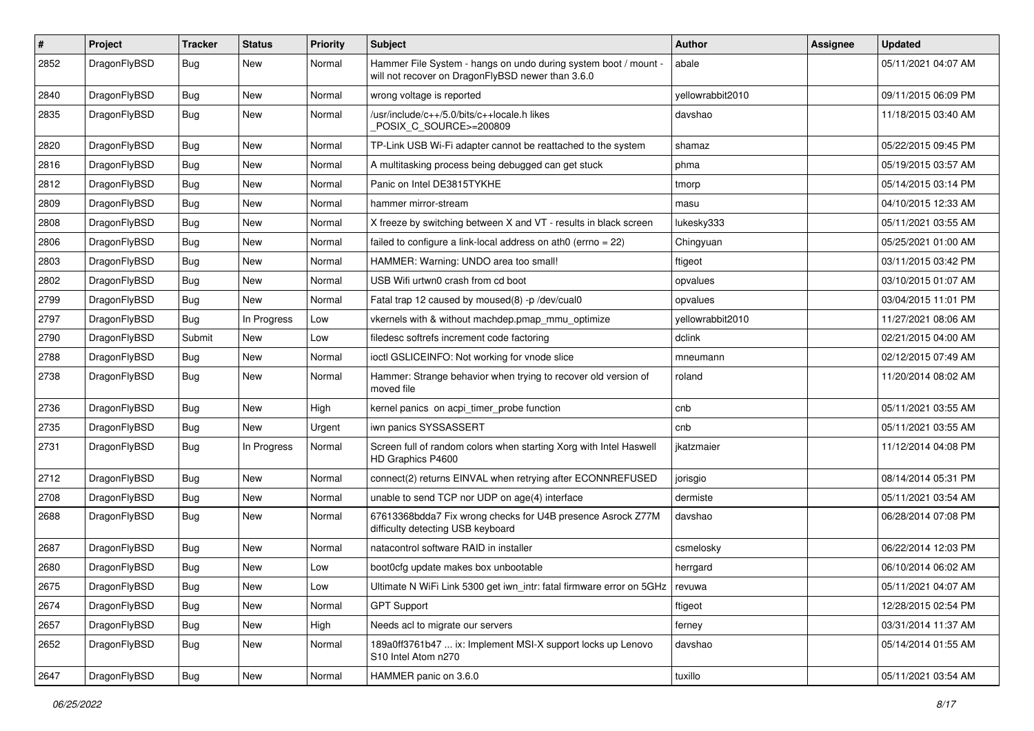| # | Project | Tracker | Status | Priority | Subject | Author | Assignee | Updated |
|---|---|---|---|---|---|---|---|---|
| 2852 | DragonFlyBSD | Bug | New | Normal | Hammer File System - hangs on undo during system boot / mount - will not recover on DragonFlyBSD newer than 3.6.0 | abale | | 05/11/2021 04:07 AM |
| 2840 | DragonFlyBSD | Bug | New | Normal | wrong voltage is reported | yellowrabbit2010 | | 09/11/2015 06:09 PM |
| 2835 | DragonFlyBSD | Bug | New | Normal | /usr/include/c++/5.0/bits/c++locale.h likes _POSIX_C_SOURCE>=200809 | davshao | | 11/18/2015 03:40 AM |
| 2820 | DragonFlyBSD | Bug | New | Normal | TP-Link USB Wi-Fi adapter cannot be reattached to the system | shamaz | | 05/22/2015 09:45 PM |
| 2816 | DragonFlyBSD | Bug | New | Normal | A multitasking process being debugged can get stuck | phma | | 05/19/2015 03:57 AM |
| 2812 | DragonFlyBSD | Bug | New | Normal | Panic on Intel DE3815TYKHE | tmorp | | 05/14/2015 03:14 PM |
| 2809 | DragonFlyBSD | Bug | New | Normal | hammer mirror-stream | masu | | 04/10/2015 12:33 AM |
| 2808 | DragonFlyBSD | Bug | New | Normal | X freeze by switching between X and VT - results in black screen | lukesky333 | | 05/11/2021 03:55 AM |
| 2806 | DragonFlyBSD | Bug | New | Normal | failed to configure a link-local address on ath0 (errno = 22) | Chingyuan | | 05/25/2021 01:00 AM |
| 2803 | DragonFlyBSD | Bug | New | Normal | HAMMER: Warning: UNDO area too small! | ftigeot | | 03/11/2015 03:42 PM |
| 2802 | DragonFlyBSD | Bug | New | Normal | USB Wifi urtwn0 crash from cd boot | opvalues | | 03/10/2015 01:07 AM |
| 2799 | DragonFlyBSD | Bug | New | Normal | Fatal trap 12 caused by moused(8) -p /dev/cual0 | opvalues | | 03/04/2015 11:01 PM |
| 2797 | DragonFlyBSD | Bug | In Progress | Low | vkernels with & without machdep.pmap_mmu_optimize | yellowrabbit2010 | | 11/27/2021 08:06 AM |
| 2790 | DragonFlyBSD | Submit | New | Low | filedesc softrefs increment code factoring | dclink | | 02/21/2015 04:00 AM |
| 2788 | DragonFlyBSD | Bug | New | Normal | ioctl GSLICEINFO: Not working for vnode slice | mneumann | | 02/12/2015 07:49 AM |
| 2738 | DragonFlyBSD | Bug | New | Normal | Hammer: Strange behavior when trying to recover old version of moved file | roland | | 11/20/2014 08:02 AM |
| 2736 | DragonFlyBSD | Bug | New | High | kernel panics on acpi_timer_probe function | cnb | | 05/11/2021 03:55 AM |
| 2735 | DragonFlyBSD | Bug | New | Urgent | iwn panics SYSSASSERT | cnb | | 05/11/2021 03:55 AM |
| 2731 | DragonFlyBSD | Bug | In Progress | Normal | Screen full of random colors when starting Xorg with Intel Haswell HD Graphics P4600 | jkatzmaier | | 11/12/2014 04:08 PM |
| 2712 | DragonFlyBSD | Bug | New | Normal | connect(2) returns EINVAL when retrying after ECONNREFUSED | jorisgio | | 08/14/2014 05:31 PM |
| 2708 | DragonFlyBSD | Bug | New | Normal | unable to send TCP nor UDP on age(4) interface | dermiste | | 05/11/2021 03:54 AM |
| 2688 | DragonFlyBSD | Bug | New | Normal | 67613368bdda7 Fix wrong checks for U4B presence Asrock Z77M difficulty detecting USB keyboard | davshao | | 06/28/2014 07:08 PM |
| 2687 | DragonFlyBSD | Bug | New | Normal | natacontrol software RAID in installer | csmelosky | | 06/22/2014 12:03 PM |
| 2680 | DragonFlyBSD | Bug | New | Low | boot0cfg update makes box unbootable | herrgard | | 06/10/2014 06:02 AM |
| 2675 | DragonFlyBSD | Bug | New | Low | Ultimate N WiFi Link 5300 get iwn_intr: fatal firmware error on 5GHz | revuwa | | 05/11/2021 04:07 AM |
| 2674 | DragonFlyBSD | Bug | New | Normal | GPT Support | ftigeot | | 12/28/2015 02:54 PM |
| 2657 | DragonFlyBSD | Bug | New | High | Needs acl to migrate our servers | ferney | | 03/31/2014 11:37 AM |
| 2652 | DragonFlyBSD | Bug | New | Normal | 189a0ff3761b47 ... ix: Implement MSI-X support locks up Lenovo S10 Intel Atom n270 | davshao | | 05/14/2014 01:55 AM |
| 2647 | DragonFlyBSD | Bug | New | Normal | HAMMER panic on 3.6.0 | tuxillo | | 05/11/2021 03:54 AM |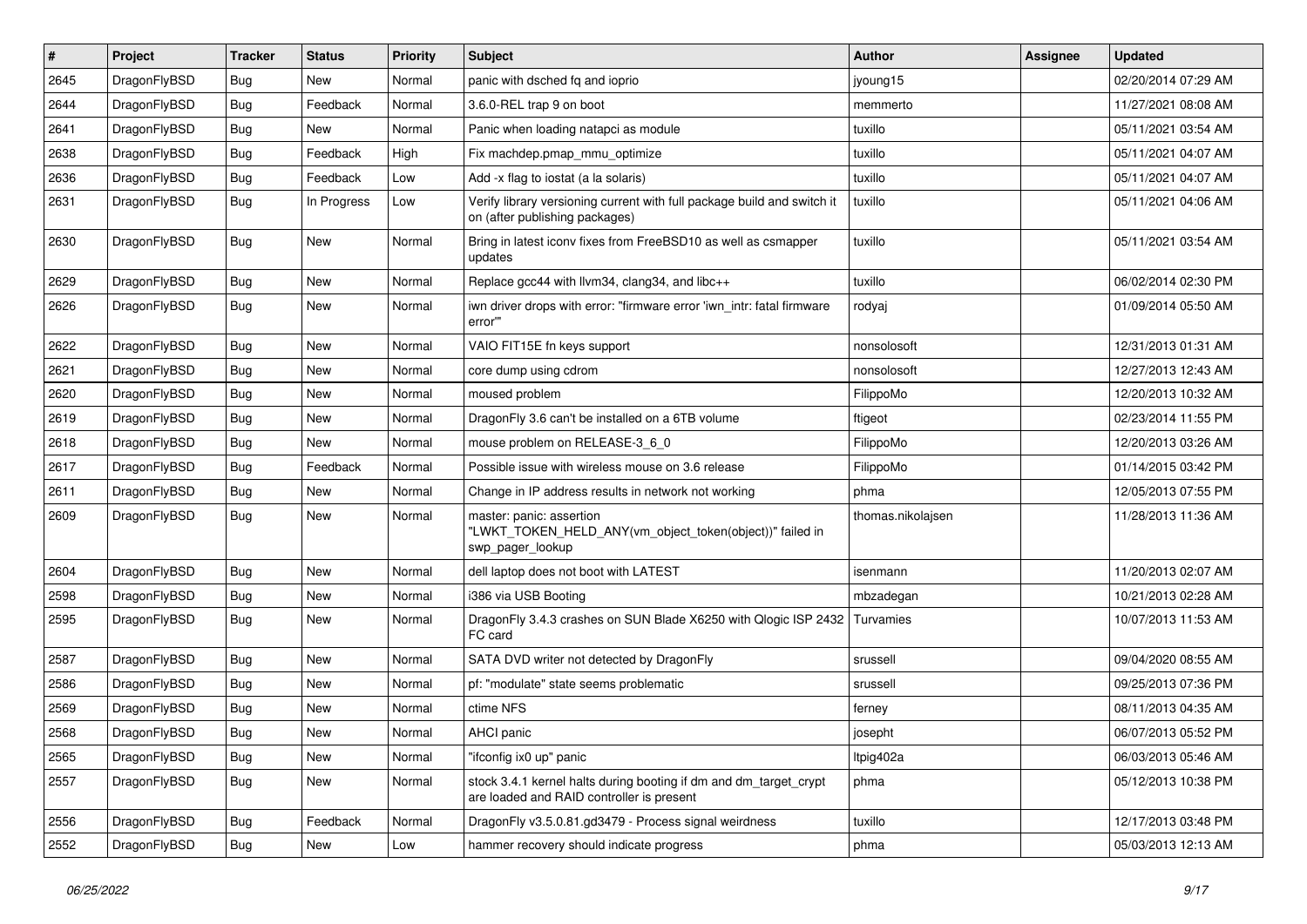| # | Project | Tracker | Status | Priority | Subject | Author | Assignee | Updated |
|---|---|---|---|---|---|---|---|---|
| 2645 | DragonFlyBSD | Bug | New | Normal | panic with dsched fq and ioprio | jyoung15 | | 02/20/2014 07:29 AM |
| 2644 | DragonFlyBSD | Bug | Feedback | Normal | 3.6.0-REL trap 9 on boot | memmerto | | 11/27/2021 08:08 AM |
| 2641 | DragonFlyBSD | Bug | New | Normal | Panic when loading natapci as module | tuxillo | | 05/11/2021 03:54 AM |
| 2638 | DragonFlyBSD | Bug | Feedback | High | Fix machdep.pmap_mmu_optimize | tuxillo | | 05/11/2021 04:07 AM |
| 2636 | DragonFlyBSD | Bug | Feedback | Low | Add -x flag to iostat (a la solaris) | tuxillo | | 05/11/2021 04:07 AM |
| 2631 | DragonFlyBSD | Bug | In Progress | Low | Verify library versioning current with full package build and switch it on (after publishing packages) | tuxillo | | 05/11/2021 04:06 AM |
| 2630 | DragonFlyBSD | Bug | New | Normal | Bring in latest iconv fixes from FreeBSD10 as well as csmapper updates | tuxillo | | 05/11/2021 03:54 AM |
| 2629 | DragonFlyBSD | Bug | New | Normal | Replace gcc44 with llvm34, clang34, and libc++ | tuxillo | | 06/02/2014 02:30 PM |
| 2626 | DragonFlyBSD | Bug | New | Normal | iwn driver drops with error: "firmware error 'iwn_intr: fatal firmware error'" | rodyaj | | 01/09/2014 05:50 AM |
| 2622 | DragonFlyBSD | Bug | New | Normal | VAIO FIT15E fn keys support | nonsolosoft | | 12/31/2013 01:31 AM |
| 2621 | DragonFlyBSD | Bug | New | Normal | core dump using cdrom | nonsolosoft | | 12/27/2013 12:43 AM |
| 2620 | DragonFlyBSD | Bug | New | Normal | moused problem | FilippoMo | | 12/20/2013 10:32 AM |
| 2619 | DragonFlyBSD | Bug | New | Normal | DragonFly 3.6 can't be installed on a 6TB volume | ftigeot | | 02/23/2014 11:55 PM |
| 2618 | DragonFlyBSD | Bug | New | Normal | mouse problem on RELEASE-3_6_0 | FilippoMo | | 12/20/2013 03:26 AM |
| 2617 | DragonFlyBSD | Bug | Feedback | Normal | Possible issue with wireless mouse on 3.6 release | FilippoMo | | 01/14/2015 03:42 PM |
| 2611 | DragonFlyBSD | Bug | New | Normal | Change in IP address results in network not working | phma | | 12/05/2013 07:55 PM |
| 2609 | DragonFlyBSD | Bug | New | Normal | master: panic: assertion "LWKT_TOKEN_HELD_ANY(vm_object_token(object))" failed in swp_pager_lookup | thomas.nikolajsen | | 11/28/2013 11:36 AM |
| 2604 | DragonFlyBSD | Bug | New | Normal | dell laptop does not boot with LATEST | isenmann | | 11/20/2013 02:07 AM |
| 2598 | DragonFlyBSD | Bug | New | Normal | i386 via USB Booting | mbzadegan | | 10/21/2013 02:28 AM |
| 2595 | DragonFlyBSD | Bug | New | Normal | DragonFly 3.4.3 crashes on SUN Blade X6250 with Qlogic ISP 2432 FC card | Turvamies | | 10/07/2013 11:53 AM |
| 2587 | DragonFlyBSD | Bug | New | Normal | SATA DVD writer not detected by DragonFly | srussell | | 09/04/2020 08:55 AM |
| 2586 | DragonFlyBSD | Bug | New | Normal | pf: "modulate" state seems problematic | srussell | | 09/25/2013 07:36 PM |
| 2569 | DragonFlyBSD | Bug | New | Normal | ctime NFS | ferney | | 08/11/2013 04:35 AM |
| 2568 | DragonFlyBSD | Bug | New | Normal | AHCI panic | josepht | | 06/07/2013 05:52 PM |
| 2565 | DragonFlyBSD | Bug | New | Normal | "ifconfig ix0 up" panic | ltpig402a | | 06/03/2013 05:46 AM |
| 2557 | DragonFlyBSD | Bug | New | Normal | stock 3.4.1 kernel halts during booting if dm and dm_target_crypt are loaded and RAID controller is present | phma | | 05/12/2013 10:38 PM |
| 2556 | DragonFlyBSD | Bug | Feedback | Normal | DragonFly v3.5.0.81.gd3479 - Process signal weirdness | tuxillo | | 12/17/2013 03:48 PM |
| 2552 | DragonFlyBSD | Bug | New | Low | hammer recovery should indicate progress | phma | | 05/03/2013 12:13 AM |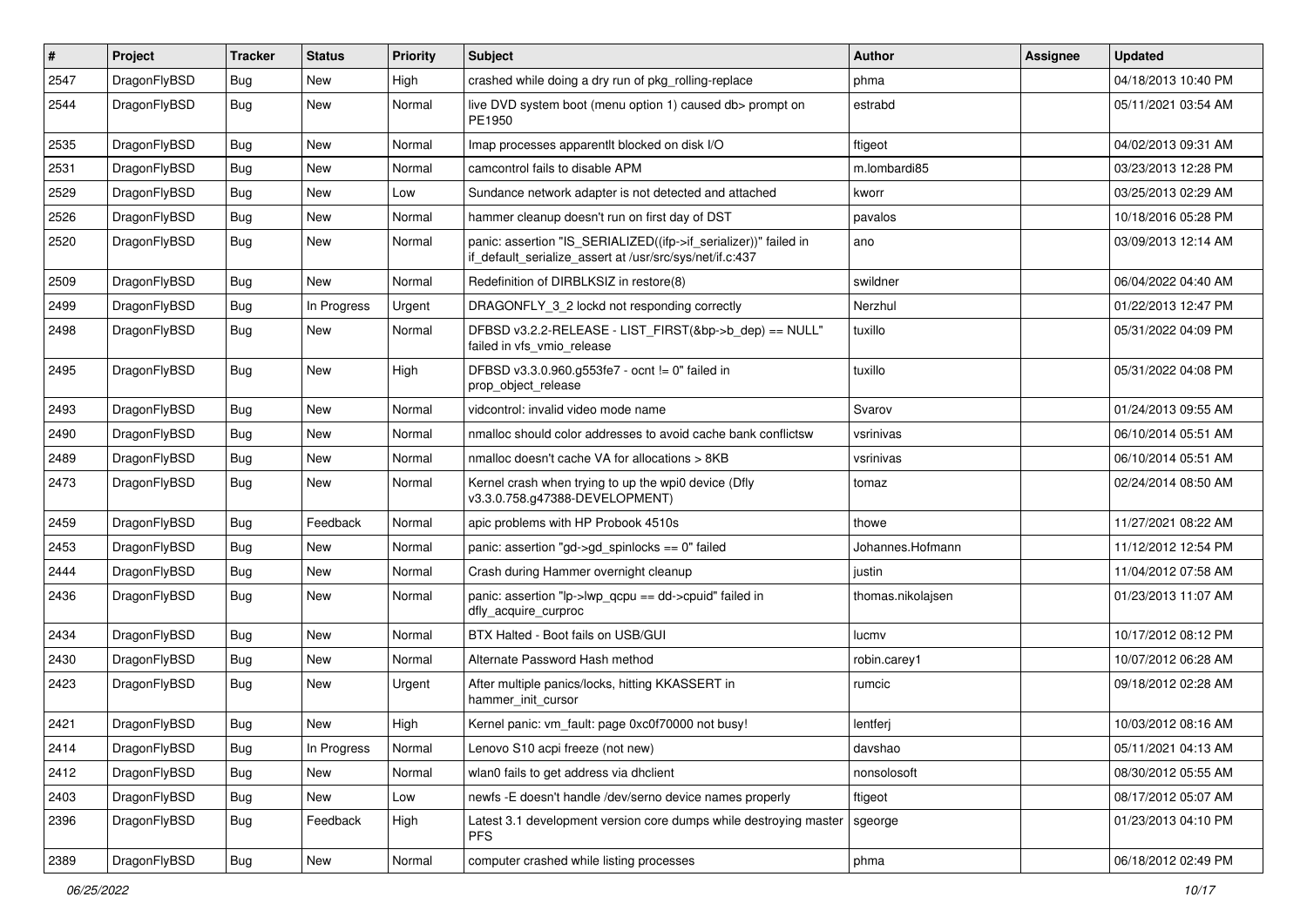| # | Project | Tracker | Status | Priority | Subject | Author | Assignee | Updated |
|---|---|---|---|---|---|---|---|---|
| 2547 | DragonFlyBSD | Bug | New | High | crashed while doing a dry run of pkg_rolling-replace | phma | | 04/18/2013 10:40 PM |
| 2544 | DragonFlyBSD | Bug | New | Normal | live DVD system boot (menu option 1) caused db> prompt on PE1950 | estrabd | | 05/11/2021 03:54 AM |
| 2535 | DragonFlyBSD | Bug | New | Normal | Imap processes apparentlt blocked on disk I/O | ftigeot | | 04/02/2013 09:31 AM |
| 2531 | DragonFlyBSD | Bug | New | Normal | camcontrol fails to disable APM | m.lombardi85 | | 03/23/2013 12:28 PM |
| 2529 | DragonFlyBSD | Bug | New | Low | Sundance network adapter is not detected and attached | kworr | | 03/25/2013 02:29 AM |
| 2526 | DragonFlyBSD | Bug | New | Normal | hammer cleanup doesn't run on first day of DST | pavalos | | 10/18/2016 05:28 PM |
| 2520 | DragonFlyBSD | Bug | New | Normal | panic: assertion "IS_SERIALIZED((ifp->if_serializer))" failed in if_default_serialize_assert at /usr/src/sys/net/if.c:437 | ano | | 03/09/2013 12:14 AM |
| 2509 | DragonFlyBSD | Bug | New | Normal | Redefinition of DIRBLKSIZ in restore(8) | swildner | | 06/04/2022 04:40 AM |
| 2499 | DragonFlyBSD | Bug | In Progress | Urgent | DRAGONFLY_3_2 lockd not responding correctly | Nerzhul | | 01/22/2013 12:47 PM |
| 2498 | DragonFlyBSD | Bug | New | Normal | DFBSD v3.2.2-RELEASE - LIST_FIRST(&bp->b_dep) == NULL" failed in vfs_vmio_release | tuxillo | | 05/31/2022 04:09 PM |
| 2495 | DragonFlyBSD | Bug | New | High | DFBSD v3.3.0.960.g553fe7 - ocnt != 0" failed in prop_object_release | tuxillo | | 05/31/2022 04:08 PM |
| 2493 | DragonFlyBSD | Bug | New | Normal | vidcontrol: invalid video mode name | Svarov | | 01/24/2013 09:55 AM |
| 2490 | DragonFlyBSD | Bug | New | Normal | nmalloc should color addresses to avoid cache bank conflictsw | vsrinivas | | 06/10/2014 05:51 AM |
| 2489 | DragonFlyBSD | Bug | New | Normal | nmalloc doesn't cache VA for allocations > 8KB | vsrinivas | | 06/10/2014 05:51 AM |
| 2473 | DragonFlyBSD | Bug | New | Normal | Kernel crash when trying to up the wpi0 device (Dfly v3.3.0.758.g47388-DEVELOPMENT) | tomaz | | 02/24/2014 08:50 AM |
| 2459 | DragonFlyBSD | Bug | Feedback | Normal | apic problems with HP Probook 4510s | thowe | | 11/27/2021 08:22 AM |
| 2453 | DragonFlyBSD | Bug | New | Normal | panic: assertion "gd->gd_spinlocks == 0" failed | Johannes.Hofmann | | 11/12/2012 12:54 PM |
| 2444 | DragonFlyBSD | Bug | New | Normal | Crash during Hammer overnight cleanup | justin | | 11/04/2012 07:58 AM |
| 2436 | DragonFlyBSD | Bug | New | Normal | panic: assertion "lp->lwp_qcpu == dd->cpuid" failed in dfly_acquire_curproc | thomas.nikolajsen | | 01/23/2013 11:07 AM |
| 2434 | DragonFlyBSD | Bug | New | Normal | BTX Halted - Boot fails on USB/GUI | lucmv | | 10/17/2012 08:12 PM |
| 2430 | DragonFlyBSD | Bug | New | Normal | Alternate Password Hash method | robin.carey1 | | 10/07/2012 06:28 AM |
| 2423 | DragonFlyBSD | Bug | New | Urgent | After multiple panics/locks, hitting KKASSERT in hammer_init_cursor | rumcic | | 09/18/2012 02:28 AM |
| 2421 | DragonFlyBSD | Bug | New | High | Kernel panic: vm_fault: page 0xc0f70000 not busy! | lentferj | | 10/03/2012 08:16 AM |
| 2414 | DragonFlyBSD | Bug | In Progress | Normal | Lenovo S10 acpi freeze (not new) | davshao | | 05/11/2021 04:13 AM |
| 2412 | DragonFlyBSD | Bug | New | Normal | wlan0 fails to get address via dhclient | nonsolosoft | | 08/30/2012 05:55 AM |
| 2403 | DragonFlyBSD | Bug | New | Low | newfs -E doesn't handle /dev/serno device names properly | ftigeot | | 08/17/2012 05:07 AM |
| 2396 | DragonFlyBSD | Bug | Feedback | High | Latest 3.1 development version core dumps while destroying master PFS | sgeorge | | 01/23/2013 04:10 PM |
| 2389 | DragonFlyBSD | Bug | New | Normal | computer crashed while listing processes | phma | | 06/18/2012 02:49 PM |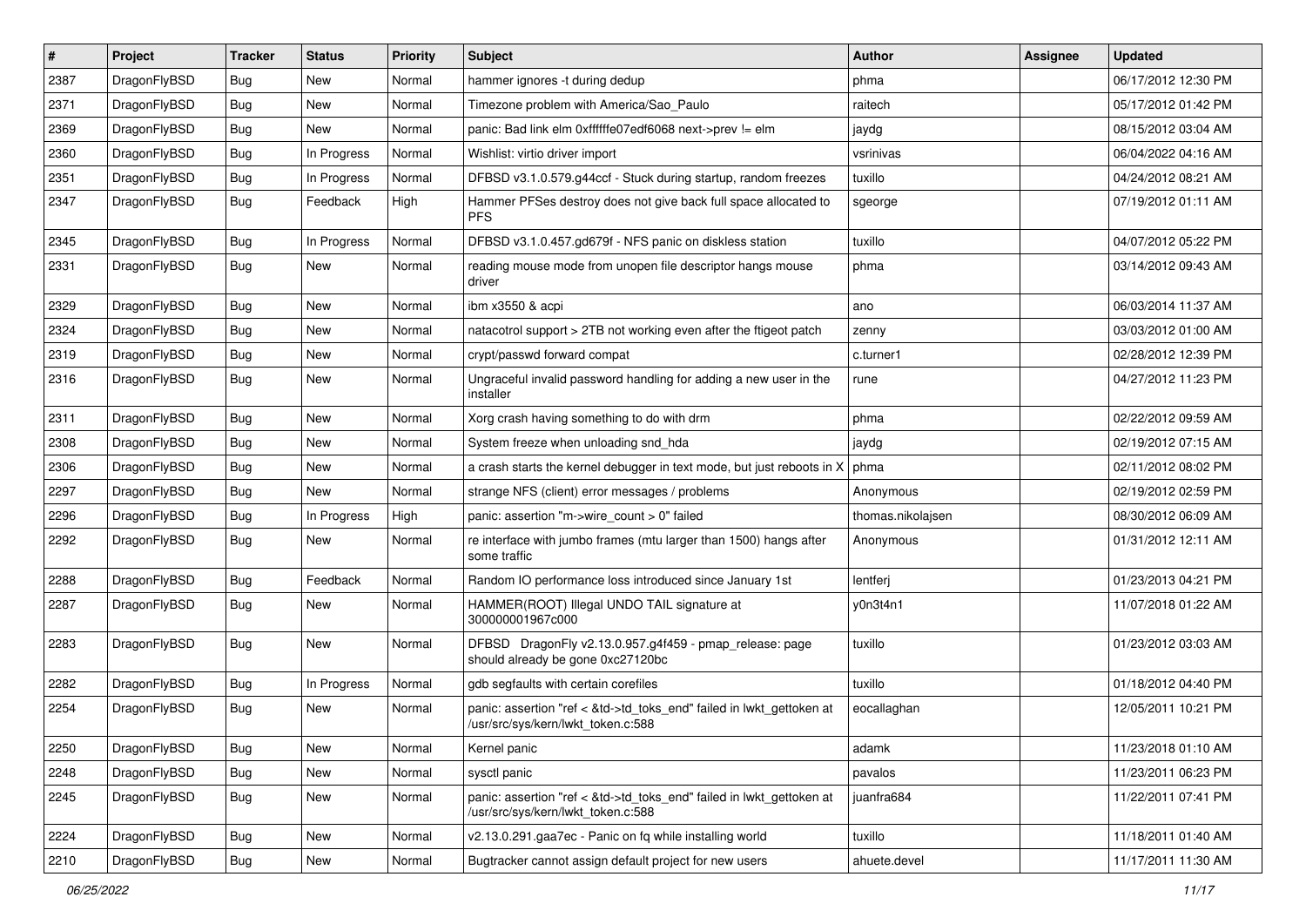| # | Project | Tracker | Status | Priority | Subject | Author | Assignee | Updated |
|---|---|---|---|---|---|---|---|---|
| 2387 | DragonFlyBSD | Bug | New | Normal | hammer ignores -t during dedup | phma | | 06/17/2012 12:30 PM |
| 2371 | DragonFlyBSD | Bug | New | Normal | Timezone problem with America/Sao_Paulo | raitech | | 05/17/2012 01:42 PM |
| 2369 | DragonFlyBSD | Bug | New | Normal | panic: Bad link elm 0xffffffe07edf6068 next->prev != elm | jaydg | | 08/15/2012 03:04 AM |
| 2360 | DragonFlyBSD | Bug | In Progress | Normal | Wishlist: virtio driver import | vsrinivas | | 06/04/2022 04:16 AM |
| 2351 | DragonFlyBSD | Bug | In Progress | Normal | DFBSD v3.1.0.579.g44ccf - Stuck during startup, random freezes | tuxillo | | 04/24/2012 08:21 AM |
| 2347 | DragonFlyBSD | Bug | Feedback | High | Hammer PFSes destroy does not give back full space allocated to PFS | sgeorge | | 07/19/2012 01:11 AM |
| 2345 | DragonFlyBSD | Bug | In Progress | Normal | DFBSD v3.1.0.457.gd679f - NFS panic on diskless station | tuxillo | | 04/07/2012 05:22 PM |
| 2331 | DragonFlyBSD | Bug | New | Normal | reading mouse mode from unopen file descriptor hangs mouse driver | phma | | 03/14/2012 09:43 AM |
| 2329 | DragonFlyBSD | Bug | New | Normal | ibm x3550 & acpi | ano | | 06/03/2014 11:37 AM |
| 2324 | DragonFlyBSD | Bug | New | Normal | natacotrol support > 2TB not working even after the ftigeot patch | zenny | | 03/03/2012 01:00 AM |
| 2319 | DragonFlyBSD | Bug | New | Normal | crypt/passwd forward compat | c.turner1 | | 02/28/2012 12:39 PM |
| 2316 | DragonFlyBSD | Bug | New | Normal | Ungraceful invalid password handling for adding a new user in the installer | rune | | 04/27/2012 11:23 PM |
| 2311 | DragonFlyBSD | Bug | New | Normal | Xorg crash having something to do with drm | phma | | 02/22/2012 09:59 AM |
| 2308 | DragonFlyBSD | Bug | New | Normal | System freeze when unloading snd_hda | jaydg | | 02/19/2012 07:15 AM |
| 2306 | DragonFlyBSD | Bug | New | Normal | a crash starts the kernel debugger in text mode, but just reboots in X | phma | | 02/11/2012 08:02 PM |
| 2297 | DragonFlyBSD | Bug | New | Normal | strange NFS (client) error messages / problems | Anonymous | | 02/19/2012 02:59 PM |
| 2296 | DragonFlyBSD | Bug | In Progress | High | panic: assertion "m->wire_count > 0" failed | thomas.nikolajsen | | 08/30/2012 06:09 AM |
| 2292 | DragonFlyBSD | Bug | New | Normal | re interface with jumbo frames (mtu larger than 1500) hangs after some traffic | Anonymous | | 01/31/2012 12:11 AM |
| 2288 | DragonFlyBSD | Bug | Feedback | Normal | Random IO performance loss introduced since January 1st | lentferj | | 01/23/2013 04:21 PM |
| 2287 | DragonFlyBSD | Bug | New | Normal | HAMMER(ROOT) Illegal UNDO TAIL signature at 300000001967c000 | y0n3t4n1 | | 11/07/2018 01:22 AM |
| 2283 | DragonFlyBSD | Bug | New | Normal | DFBSD DragonFly v2.13.0.957.g4f459 - pmap_release: page should already be gone 0xc27120bc | tuxillo | | 01/23/2012 03:03 AM |
| 2282 | DragonFlyBSD | Bug | In Progress | Normal | gdb segfaults with certain corefiles | tuxillo | | 01/18/2012 04:40 PM |
| 2254 | DragonFlyBSD | Bug | New | Normal | panic: assertion "ref < &td->td_toks_end" failed in lwkt_gettoken at /usr/src/sys/kern/lwkt_token.c:588 | eocallaghan | | 12/05/2011 10:21 PM |
| 2250 | DragonFlyBSD | Bug | New | Normal | Kernel panic | adamk | | 11/23/2018 01:10 AM |
| 2248 | DragonFlyBSD | Bug | New | Normal | sysctl panic | pavalos | | 11/23/2011 06:23 PM |
| 2245 | DragonFlyBSD | Bug | New | Normal | panic: assertion "ref < &td->td_toks_end" failed in lwkt_gettoken at /usr/src/sys/kern/lwkt_token.c:588 | juanfra684 | | 11/22/2011 07:41 PM |
| 2224 | DragonFlyBSD | Bug | New | Normal | v2.13.0.291.gaa7ec - Panic on fq while installing world | tuxillo | | 11/18/2011 01:40 AM |
| 2210 | DragonFlyBSD | Bug | New | Normal | Bugtracker cannot assign default project for new users | ahuete.devel | | 11/17/2011 11:30 AM |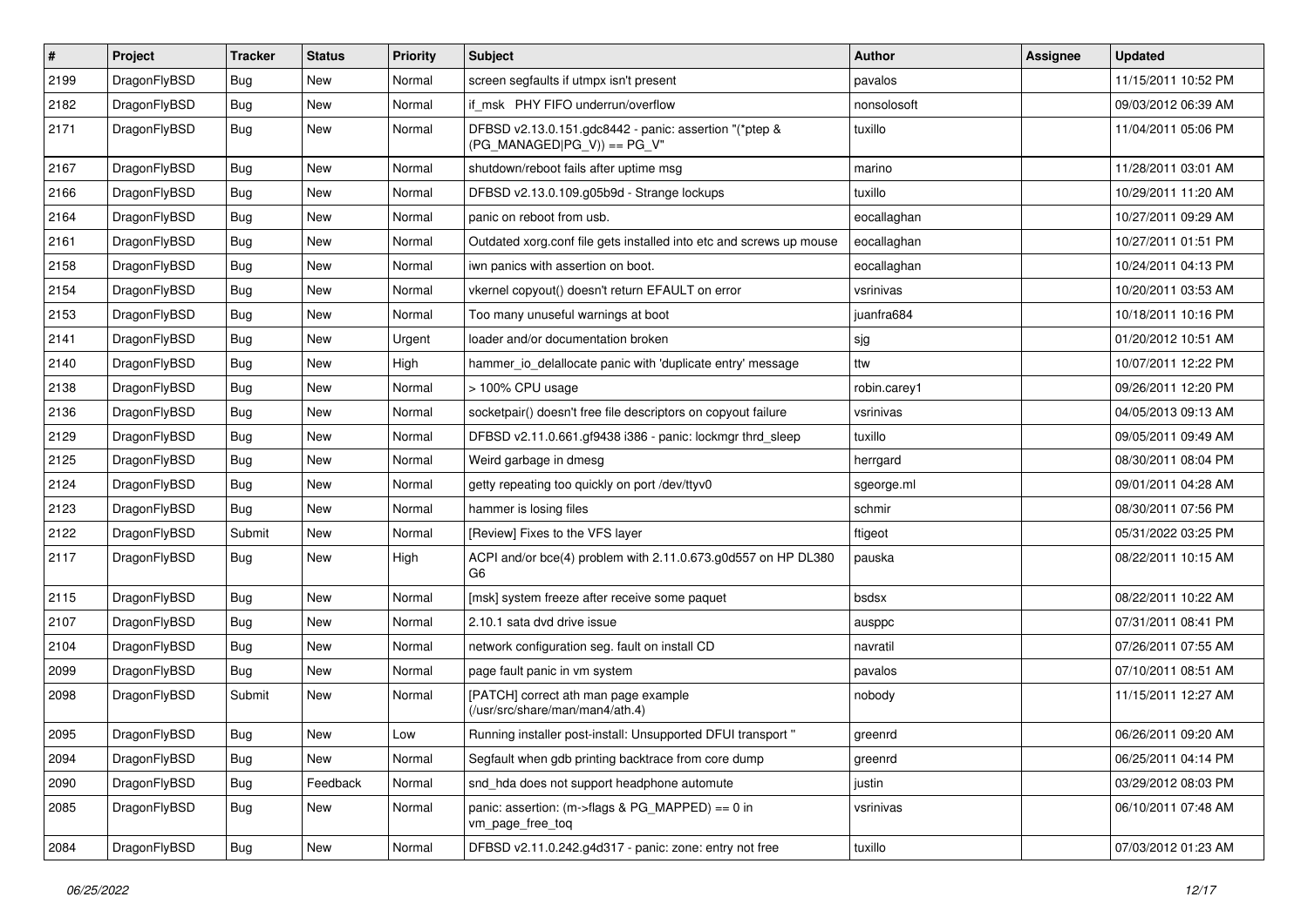| # | Project | Tracker | Status | Priority | Subject | Author | Assignee | Updated |
|---|---|---|---|---|---|---|---|---|
| 2199 | DragonFlyBSD | Bug | New | Normal | screen segfaults if utmpx isn't present | pavalos | | 11/15/2011 10:52 PM |
| 2182 | DragonFlyBSD | Bug | New | Normal | if_msk PHY FIFO underrun/overflow | nonsolosoft | | 09/03/2012 06:39 AM |
| 2171 | DragonFlyBSD | Bug | New | Normal | DFBSD v2.13.0.151.gdc8442 - panic: assertion "(*ptep & (PG_MANAGED\|PG_V)) == PG_V" | tuxillo | | 11/04/2011 05:06 PM |
| 2167 | DragonFlyBSD | Bug | New | Normal | shutdown/reboot fails after uptime msg | marino | | 11/28/2011 03:01 AM |
| 2166 | DragonFlyBSD | Bug | New | Normal | DFBSD v2.13.0.109.g05b9d - Strange lockups | tuxillo | | 10/29/2011 11:20 AM |
| 2164 | DragonFlyBSD | Bug | New | Normal | panic on reboot from usb. | eocallaghan | | 10/27/2011 09:29 AM |
| 2161 | DragonFlyBSD | Bug | New | Normal | Outdated xorg.conf file gets installed into etc and screws up mouse | eocallaghan | | 10/27/2011 01:51 PM |
| 2158 | DragonFlyBSD | Bug | New | Normal | iwn panics with assertion on boot. | eocallaghan | | 10/24/2011 04:13 PM |
| 2154 | DragonFlyBSD | Bug | New | Normal | vkernel copyout() doesn't return EFAULT on error | vsrinivas | | 10/20/2011 03:53 AM |
| 2153 | DragonFlyBSD | Bug | New | Normal | Too many unuseful warnings at boot | juanfra684 | | 10/18/2011 10:16 PM |
| 2141 | DragonFlyBSD | Bug | New | Urgent | loader and/or documentation broken | sjg | | 01/20/2012 10:51 AM |
| 2140 | DragonFlyBSD | Bug | New | High | hammer_io_delallocate panic with 'duplicate entry' message | ttw | | 10/07/2011 12:22 PM |
| 2138 | DragonFlyBSD | Bug | New | Normal | > 100% CPU usage | robin.carey1 | | 09/26/2011 12:20 PM |
| 2136 | DragonFlyBSD | Bug | New | Normal | socketpair() doesn't free file descriptors on copyout failure | vsrinivas | | 04/05/2013 09:13 AM |
| 2129 | DragonFlyBSD | Bug | New | Normal | DFBSD v2.11.0.661.gf9438 i386 - panic: lockmgr thrd_sleep | tuxillo | | 09/05/2011 09:49 AM |
| 2125 | DragonFlyBSD | Bug | New | Normal | Weird garbage in dmesg | herrgard | | 08/30/2011 08:04 PM |
| 2124 | DragonFlyBSD | Bug | New | Normal | getty repeating too quickly on port /dev/ttyv0 | sgeorge.ml | | 09/01/2011 04:28 AM |
| 2123 | DragonFlyBSD | Bug | New | Normal | hammer is losing files | schmir | | 08/30/2011 07:56 PM |
| 2122 | DragonFlyBSD | Submit | New | Normal | [Review] Fixes to the VFS layer | ftigeot | | 05/31/2022 03:25 PM |
| 2117 | DragonFlyBSD | Bug | New | High | ACPI and/or bce(4) problem with 2.11.0.673.g0d557 on HP DL380 G6 | pauska | | 08/22/2011 10:15 AM |
| 2115 | DragonFlyBSD | Bug | New | Normal | [msk] system freeze after receive some paquet | bsdsx | | 08/22/2011 10:22 AM |
| 2107 | DragonFlyBSD | Bug | New | Normal | 2.10.1 sata dvd drive issue | ausppc | | 07/31/2011 08:41 PM |
| 2104 | DragonFlyBSD | Bug | New | Normal | network configuration seg. fault on install CD | navratil | | 07/26/2011 07:55 AM |
| 2099 | DragonFlyBSD | Bug | New | Normal | page fault panic in vm system | pavalos | | 07/10/2011 08:51 AM |
| 2098 | DragonFlyBSD | Submit | New | Normal | [PATCH] correct ath man page example (/usr/src/share/man/man4/ath.4) | nobody | | 11/15/2011 12:27 AM |
| 2095 | DragonFlyBSD | Bug | New | Low | Running installer post-install: Unsupported DFUI transport " | greenrd | | 06/26/2011 09:20 AM |
| 2094 | DragonFlyBSD | Bug | New | Normal | Segfault when gdb printing backtrace from core dump | greenrd | | 06/25/2011 04:14 PM |
| 2090 | DragonFlyBSD | Bug | Feedback | Normal | snd_hda does not support headphone automute | justin | | 03/29/2012 08:03 PM |
| 2085 | DragonFlyBSD | Bug | New | Normal | panic: assertion: (m->flags & PG_MAPPED) == 0 in vm_page_free_toq | vsrinivas | | 06/10/2011 07:48 AM |
| 2084 | DragonFlyBSD | Bug | New | Normal | DFBSD v2.11.0.242.g4d317 - panic: zone: entry not free | tuxillo | | 07/03/2012 01:23 AM |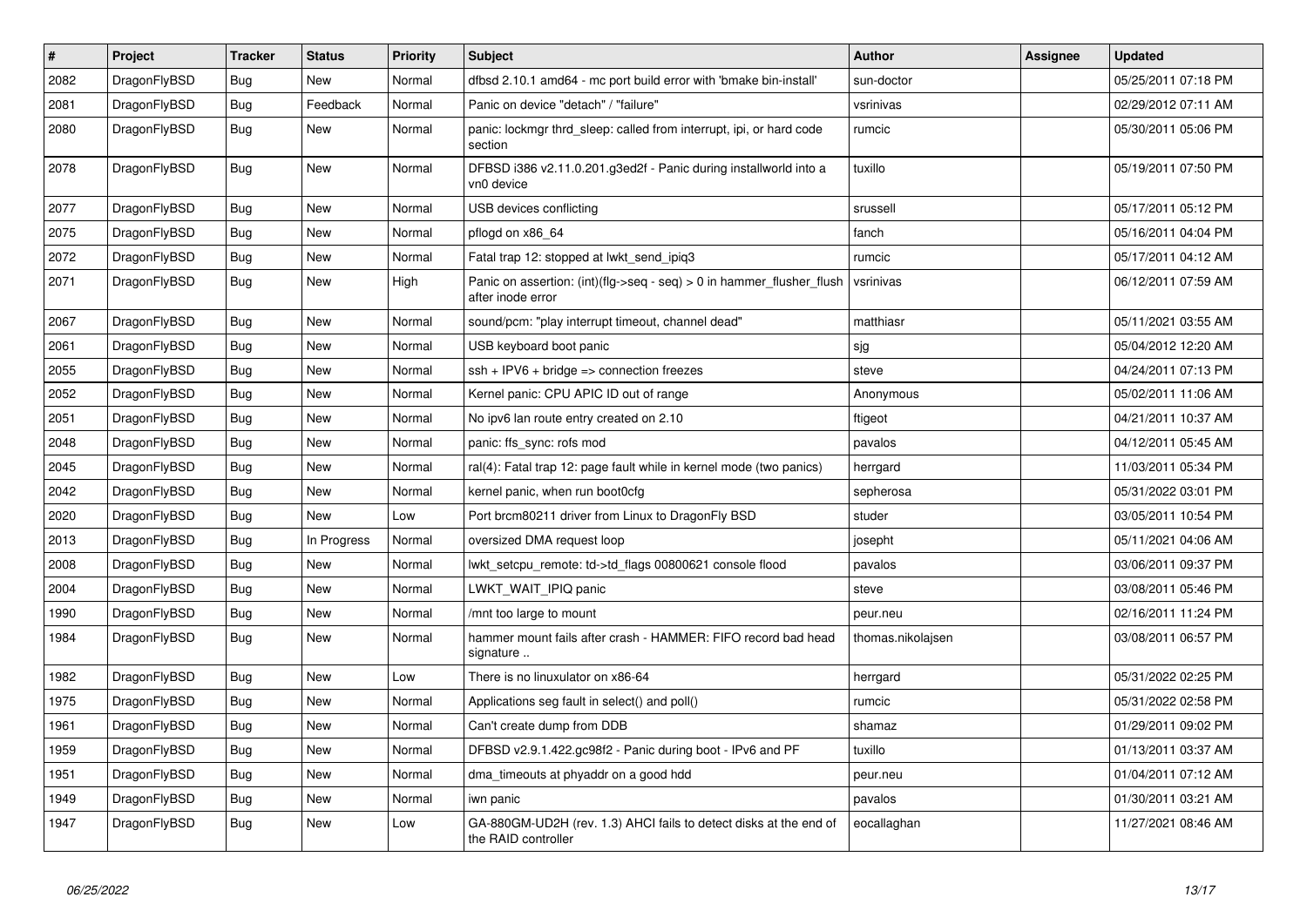| # | Project | Tracker | Status | Priority | Subject | Author | Assignee | Updated |
|---|---|---|---|---|---|---|---|---|
| 2082 | DragonFlyBSD | Bug | New | Normal | dfbsd 2.10.1 amd64 - mc port build error with 'bmake bin-install' | sun-doctor | | 05/25/2011 07:18 PM |
| 2081 | DragonFlyBSD | Bug | Feedback | Normal | Panic on device "detach" / "failure" | vsrinivas | | 02/29/2012 07:11 AM |
| 2080 | DragonFlyBSD | Bug | New | Normal | panic: lockmgr thrd_sleep: called from interrupt, ipi, or hard code section | rumcic | | 05/30/2011 05:06 PM |
| 2078 | DragonFlyBSD | Bug | New | Normal | DFBSD i386 v2.11.0.201.g3ed2f - Panic during installworld into a vn0 device | tuxillo | | 05/19/2011 07:50 PM |
| 2077 | DragonFlyBSD | Bug | New | Normal | USB devices conflicting | srussell | | 05/17/2011 05:12 PM |
| 2075 | DragonFlyBSD | Bug | New | Normal | pflogd on x86_64 | fanch | | 05/16/2011 04:04 PM |
| 2072 | DragonFlyBSD | Bug | New | Normal | Fatal trap 12: stopped at lwkt_send_ipiq3 | rumcic | | 05/17/2011 04:12 AM |
| 2071 | DragonFlyBSD | Bug | New | High | Panic on assertion: (int)(flg->seq - seq) > 0 in hammer_flusher_flush after inode error | vsrinivas | | 06/12/2011 07:59 AM |
| 2067 | DragonFlyBSD | Bug | New | Normal | sound/pcm: "play interrupt timeout, channel dead" | matthiasr | | 05/11/2021 03:55 AM |
| 2061 | DragonFlyBSD | Bug | New | Normal | USB keyboard boot panic | sjg | | 05/04/2012 12:20 AM |
| 2055 | DragonFlyBSD | Bug | New | Normal | ssh + IPV6 + bridge => connection freezes | steve | | 04/24/2011 07:13 PM |
| 2052 | DragonFlyBSD | Bug | New | Normal | Kernel panic: CPU APIC ID out of range | Anonymous | | 05/02/2011 11:06 AM |
| 2051 | DragonFlyBSD | Bug | New | Normal | No ipv6 lan route entry created on 2.10 | ftigeot | | 04/21/2011 10:37 AM |
| 2048 | DragonFlyBSD | Bug | New | Normal | panic: ffs_sync: rofs mod | pavalos | | 04/12/2011 05:45 AM |
| 2045 | DragonFlyBSD | Bug | New | Normal | ral(4): Fatal trap 12: page fault while in kernel mode (two panics) | herrgard | | 11/03/2011 05:34 PM |
| 2042 | DragonFlyBSD | Bug | New | Normal | kernel panic, when run boot0cfg | sepherosa | | 05/31/2022 03:01 PM |
| 2020 | DragonFlyBSD | Bug | New | Low | Port brcm80211 driver from Linux to DragonFly BSD | studer | | 03/05/2011 10:54 PM |
| 2013 | DragonFlyBSD | Bug | In Progress | Normal | oversized DMA request loop | josepht | | 05/11/2021 04:06 AM |
| 2008 | DragonFlyBSD | Bug | New | Normal | lwkt_setcpu_remote: td->td_flags 00800621 console flood | pavalos | | 03/06/2011 09:37 PM |
| 2004 | DragonFlyBSD | Bug | New | Normal | LWKT_WAIT_IPIQ panic | steve | | 03/08/2011 05:46 PM |
| 1990 | DragonFlyBSD | Bug | New | Normal | /mnt too large to mount | peur.neu | | 02/16/2011 11:24 PM |
| 1984 | DragonFlyBSD | Bug | New | Normal | hammer mount fails after crash - HAMMER: FIFO record bad head signature .. | thomas.nikolajsen | | 03/08/2011 06:57 PM |
| 1982 | DragonFlyBSD | Bug | New | Low | There is no linuxulator on x86-64 | herrgard | | 05/31/2022 02:25 PM |
| 1975 | DragonFlyBSD | Bug | New | Normal | Applications seg fault in select() and poll() | rumcic | | 05/31/2022 02:58 PM |
| 1961 | DragonFlyBSD | Bug | New | Normal | Can't create dump from DDB | shamaz | | 01/29/2011 09:02 PM |
| 1959 | DragonFlyBSD | Bug | New | Normal | DFBSD v2.9.1.422.gc98f2 - Panic during boot - IPv6 and PF | tuxillo | | 01/13/2011 03:37 AM |
| 1951 | DragonFlyBSD | Bug | New | Normal | dma_timeouts at phyaddr on a good hdd | peur.neu | | 01/04/2011 07:12 AM |
| 1949 | DragonFlyBSD | Bug | New | Normal | iwn panic | pavalos | | 01/30/2011 03:21 AM |
| 1947 | DragonFlyBSD | Bug | New | Low | GA-880GM-UD2H (rev. 1.3) AHCI fails to detect disks at the end of the RAID controller | eocallaghan | | 11/27/2021 08:46 AM |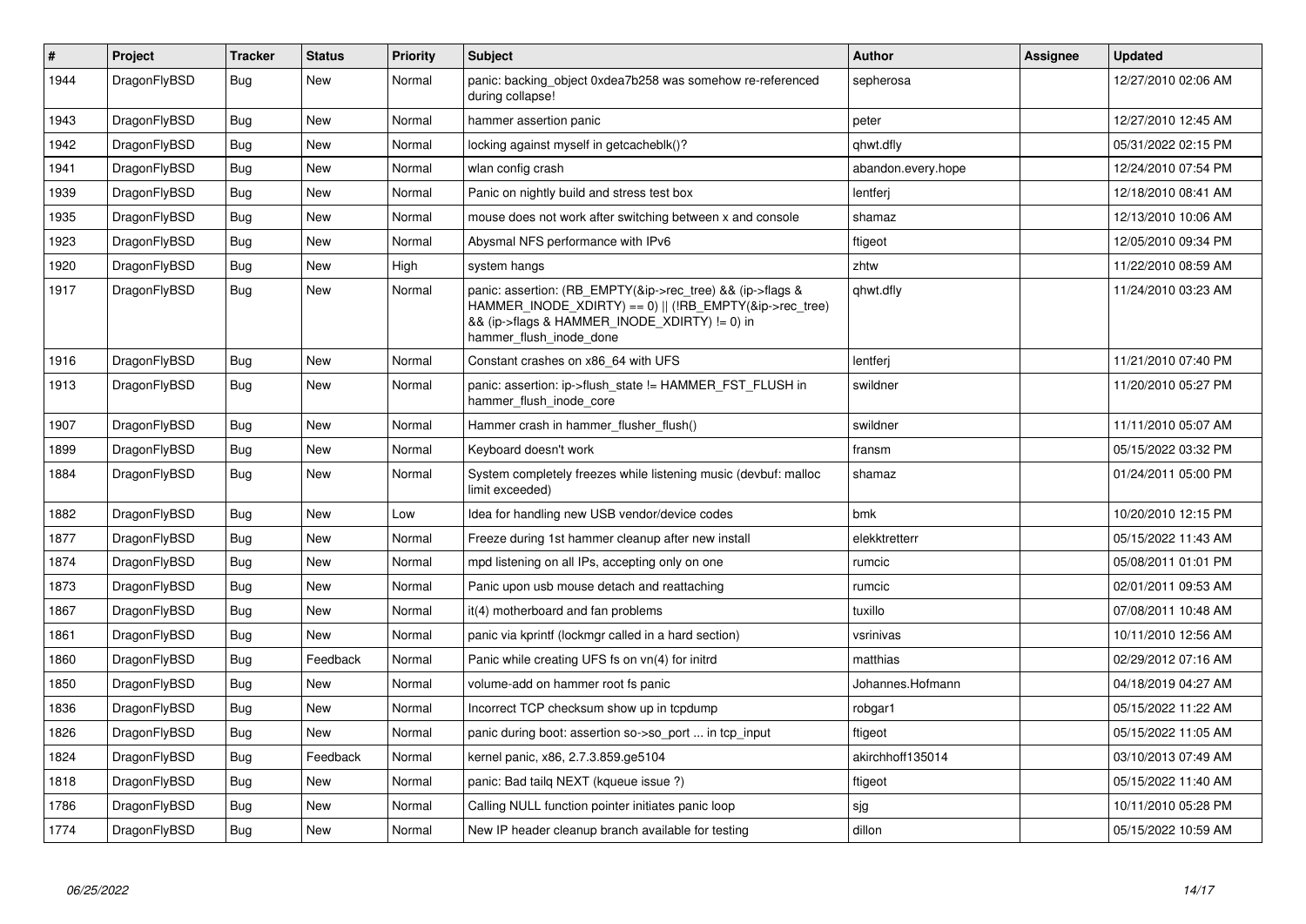| # | Project | Tracker | Status | Priority | Subject | Author | Assignee | Updated |
|---|---|---|---|---|---|---|---|---|
| 1944 | DragonFlyBSD | Bug | New | Normal | panic: backing_object 0xdea7b258 was somehow re-referenced during collapse! | sepherosa | | 12/27/2010 02:06 AM |
| 1943 | DragonFlyBSD | Bug | New | Normal | hammer assertion panic | peter | | 12/27/2010 12:45 AM |
| 1942 | DragonFlyBSD | Bug | New | Normal | locking against myself in getcacheblk()? | qhwt.dfly | | 05/31/2022 02:15 PM |
| 1941 | DragonFlyBSD | Bug | New | Normal | wlan config crash | abandon.every.hope | | 12/24/2010 07:54 PM |
| 1939 | DragonFlyBSD | Bug | New | Normal | Panic on nightly build and stress test box | lentferj | | 12/18/2010 08:41 AM |
| 1935 | DragonFlyBSD | Bug | New | Normal | mouse does not work after switching between x and console | shamaz | | 12/13/2010 10:06 AM |
| 1923 | DragonFlyBSD | Bug | New | Normal | Abysmal NFS performance with IPv6 | ftigeot | | 12/05/2010 09:34 PM |
| 1920 | DragonFlyBSD | Bug | New | High | system hangs | zhtw | | 11/22/2010 08:59 AM |
| 1917 | DragonFlyBSD | Bug | New | Normal | panic: assertion: (RB_EMPTY(&ip->rec_tree) && (ip->flags & HAMMER_INODE_XDIRTY) == 0) \|\| (!RB_EMPTY(&ip->rec_tree) && (ip->flags & HAMMER_INODE_XDIRTY) != 0) in hammer_flush_inode_done | qhwt.dfly | | 11/24/2010 03:23 AM |
| 1916 | DragonFlyBSD | Bug | New | Normal | Constant crashes on x86_64 with UFS | lentferj | | 11/21/2010 07:40 PM |
| 1913 | DragonFlyBSD | Bug | New | Normal | panic: assertion: ip->flush_state != HAMMER_FST_FLUSH in hammer_flush_inode_core | swildner | | 11/20/2010 05:27 PM |
| 1907 | DragonFlyBSD | Bug | New | Normal | Hammer crash in hammer_flusher_flush() | swildner | | 11/11/2010 05:07 AM |
| 1899 | DragonFlyBSD | Bug | New | Normal | Keyboard doesn't work | fransm | | 05/15/2022 03:32 PM |
| 1884 | DragonFlyBSD | Bug | New | Normal | System completely freezes while listening music (devbuf: malloc limit exceeded) | shamaz | | 01/24/2011 05:00 PM |
| 1882 | DragonFlyBSD | Bug | New | Low | Idea for handling new USB vendor/device codes | bmk | | 10/20/2010 12:15 PM |
| 1877 | DragonFlyBSD | Bug | New | Normal | Freeze during 1st hammer cleanup after new install | elekktretterr | | 05/15/2022 11:43 AM |
| 1874 | DragonFlyBSD | Bug | New | Normal | mpd listening on all IPs, accepting only on one | rumcic | | 05/08/2011 01:01 PM |
| 1873 | DragonFlyBSD | Bug | New | Normal | Panic upon usb mouse detach and reattaching | rumcic | | 02/01/2011 09:53 AM |
| 1867 | DragonFlyBSD | Bug | New | Normal | it(4) motherboard and fan problems | tuxillo | | 07/08/2011 10:48 AM |
| 1861 | DragonFlyBSD | Bug | New | Normal | panic via kprintf (lockmgr called in a hard section) | vsrinivas | | 10/11/2010 12:56 AM |
| 1860 | DragonFlyBSD | Bug | Feedback | Normal | Panic while creating UFS fs on vn(4) for initrd | matthias | | 02/29/2012 07:16 AM |
| 1850 | DragonFlyBSD | Bug | New | Normal | volume-add on hammer root fs panic | Johannes.Hofmann | | 04/18/2019 04:27 AM |
| 1836 | DragonFlyBSD | Bug | New | Normal | Incorrect TCP checksum show up in tcpdump | robgar1 | | 05/15/2022 11:22 AM |
| 1826 | DragonFlyBSD | Bug | New | Normal | panic during boot: assertion so->so_port ... in tcp_input | ftigeot | | 05/15/2022 11:05 AM |
| 1824 | DragonFlyBSD | Bug | Feedback | Normal | kernel panic, x86, 2.7.3.859.ge5104 | akirchhoff135014 | | 03/10/2013 07:49 AM |
| 1818 | DragonFlyBSD | Bug | New | Normal | panic: Bad tailq NEXT (kqueue issue ?) | ftigeot | | 05/15/2022 11:40 AM |
| 1786 | DragonFlyBSD | Bug | New | Normal | Calling NULL function pointer initiates panic loop | sjg | | 10/11/2010 05:28 PM |
| 1774 | DragonFlyBSD | Bug | New | Normal | New IP header cleanup branch available for testing | dillon | | 05/15/2022 10:59 AM |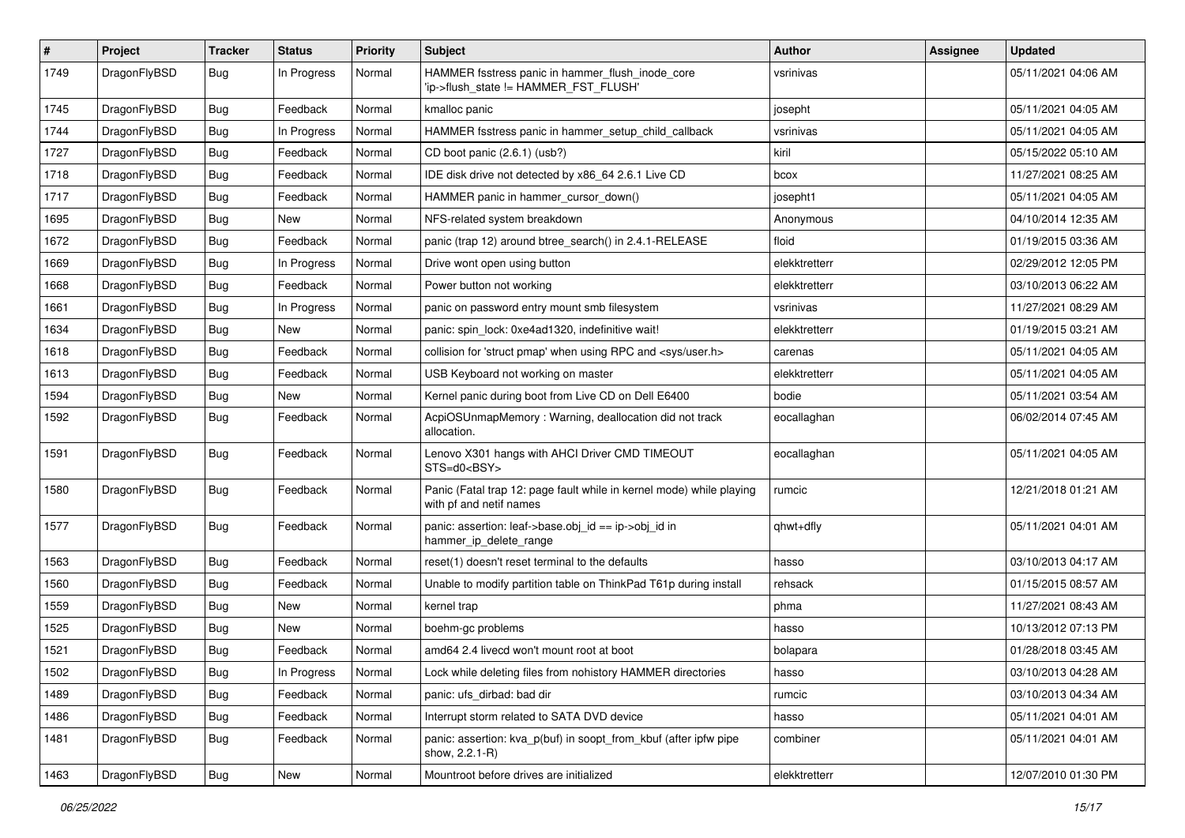| # | Project | Tracker | Status | Priority | Subject | Author | Assignee | Updated |
|---|---|---|---|---|---|---|---|---|
| 1749 | DragonFlyBSD | Bug | In Progress | Normal | HAMMER fsstress panic in hammer_flush_inode_core 'ip->flush_state != HAMMER_FST_FLUSH' | vsrinivas | | 05/11/2021 04:06 AM |
| 1745 | DragonFlyBSD | Bug | Feedback | Normal | kmalloc panic | josepht | | 05/11/2021 04:05 AM |
| 1744 | DragonFlyBSD | Bug | In Progress | Normal | HAMMER fsstress panic in hammer_setup_child_callback | vsrinivas | | 05/11/2021 04:05 AM |
| 1727 | DragonFlyBSD | Bug | Feedback | Normal | CD boot panic (2.6.1) (usb?) | kiril | | 05/15/2022 05:10 AM |
| 1718 | DragonFlyBSD | Bug | Feedback | Normal | IDE disk drive not detected by x86_64 2.6.1 Live CD | bcox | | 11/27/2021 08:25 AM |
| 1717 | DragonFlyBSD | Bug | Feedback | Normal | HAMMER panic in hammer_cursor_down() | josepht1 | | 05/11/2021 04:05 AM |
| 1695 | DragonFlyBSD | Bug | New | Normal | NFS-related system breakdown | Anonymous | | 04/10/2014 12:35 AM |
| 1672 | DragonFlyBSD | Bug | Feedback | Normal | panic (trap 12) around btree_search() in 2.4.1-RELEASE | floid | | 01/19/2015 03:36 AM |
| 1669 | DragonFlyBSD | Bug | In Progress | Normal | Drive wont open using button | elekktretterr | | 02/29/2012 12:05 PM |
| 1668 | DragonFlyBSD | Bug | Feedback | Normal | Power button not working | elekktretterr | | 03/10/2013 06:22 AM |
| 1661 | DragonFlyBSD | Bug | In Progress | Normal | panic on password entry mount smb filesystem | vsrinivas | | 11/27/2021 08:29 AM |
| 1634 | DragonFlyBSD | Bug | New | Normal | panic: spin_lock: 0xe4ad1320, indefinitive wait! | elekktretterr | | 01/19/2015 03:21 AM |
| 1618 | DragonFlyBSD | Bug | Feedback | Normal | collision for 'struct pmap' when using RPC and <sys/user.h> | carenas | | 05/11/2021 04:05 AM |
| 1613 | DragonFlyBSD | Bug | Feedback | Normal | USB Keyboard not working on master | elekktretterr | | 05/11/2021 04:05 AM |
| 1594 | DragonFlyBSD | Bug | New | Normal | Kernel panic during boot from Live CD on Dell E6400 | bodie | | 05/11/2021 03:54 AM |
| 1592 | DragonFlyBSD | Bug | Feedback | Normal | AcpiOSUnmapMemory : Warning, deallocation did not track allocation. | eocallaghan | | 06/02/2014 07:45 AM |
| 1591 | DragonFlyBSD | Bug | Feedback | Normal | Lenovo X301 hangs with AHCI Driver CMD TIMEOUT STS=d0<BSY> | eocallaghan | | 05/11/2021 04:05 AM |
| 1580 | DragonFlyBSD | Bug | Feedback | Normal | Panic (Fatal trap 12: page fault while in kernel mode) while playing with pf and netif names | rumcic | | 12/21/2018 01:21 AM |
| 1577 | DragonFlyBSD | Bug | Feedback | Normal | panic: assertion: leaf->base.obj_id == ip->obj_id in hammer_ip_delete_range | qhwt+dfly | | 05/11/2021 04:01 AM |
| 1563 | DragonFlyBSD | Bug | Feedback | Normal | reset(1) doesn't reset terminal to the defaults | hasso | | 03/10/2013 04:17 AM |
| 1560 | DragonFlyBSD | Bug | Feedback | Normal | Unable to modify partition table on ThinkPad T61p during install | rehsack | | 01/15/2015 08:57 AM |
| 1559 | DragonFlyBSD | Bug | New | Normal | kernel trap | phma | | 11/27/2021 08:43 AM |
| 1525 | DragonFlyBSD | Bug | New | Normal | boehm-gc problems | hasso | | 10/13/2012 07:13 PM |
| 1521 | DragonFlyBSD | Bug | Feedback | Normal | amd64 2.4 livecd won't mount root at boot | bolapara | | 01/28/2018 03:45 AM |
| 1502 | DragonFlyBSD | Bug | In Progress | Normal | Lock while deleting files from nohistory HAMMER directories | hasso | | 03/10/2013 04:28 AM |
| 1489 | DragonFlyBSD | Bug | Feedback | Normal | panic: ufs_dirbad: bad dir | rumcic | | 03/10/2013 04:34 AM |
| 1486 | DragonFlyBSD | Bug | Feedback | Normal | Interrupt storm related to SATA DVD device | hasso | | 05/11/2021 04:01 AM |
| 1481 | DragonFlyBSD | Bug | Feedback | Normal | panic: assertion: kva_p(buf) in soopt_from_kbuf (after ipfw pipe show, 2.2.1-R) | combiner | | 05/11/2021 04:01 AM |
| 1463 | DragonFlyBSD | Bug | New | Normal | Mountroot before drives are initialized | elekktretterr | | 12/07/2010 01:30 PM |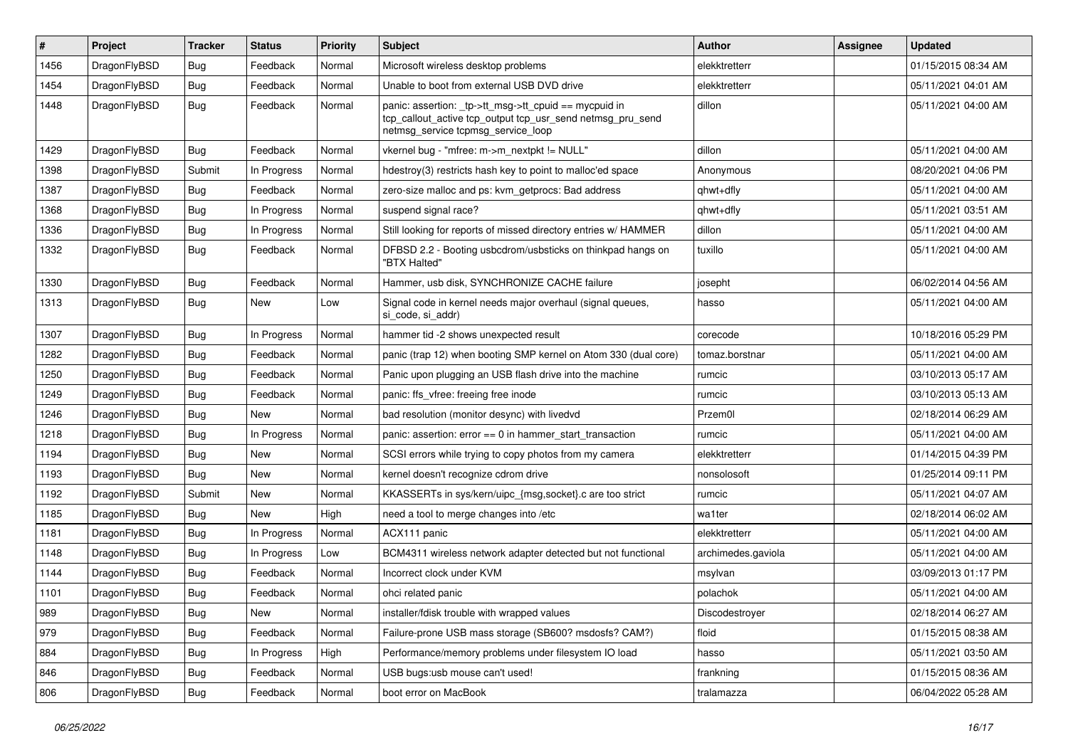| # | Project | Tracker | Status | Priority | Subject | Author | Assignee | Updated |
|---|---|---|---|---|---|---|---|---|
| 1456 | DragonFlyBSD | Bug | Feedback | Normal | Microsoft wireless desktop problems | elekktretterr | | 01/15/2015 08:34 AM |
| 1454 | DragonFlyBSD | Bug | Feedback | Normal | Unable to boot from external USB DVD drive | elekktretterr | | 05/11/2021 04:01 AM |
| 1448 | DragonFlyBSD | Bug | Feedback | Normal | panic: assertion: _tp->tt_msg->tt_cpuid == mycpuid in tcp_callout_active tcp_output tcp_usr_send netmsg_pru_send netmsg_service tcpmsg_service_loop | dillon | | 05/11/2021 04:00 AM |
| 1429 | DragonFlyBSD | Bug | Feedback | Normal | vkernel bug - "mfree: m->m_nextpkt != NULL" | dillon | | 05/11/2021 04:00 AM |
| 1398 | DragonFlyBSD | Submit | In Progress | Normal | hdestroy(3) restricts hash key to point to malloc'ed space | Anonymous | | 08/20/2021 04:06 PM |
| 1387 | DragonFlyBSD | Bug | Feedback | Normal | zero-size malloc and ps: kvm_getprocs: Bad address | qhwt+dfly | | 05/11/2021 04:00 AM |
| 1368 | DragonFlyBSD | Bug | In Progress | Normal | suspend signal race? | qhwt+dfly | | 05/11/2021 03:51 AM |
| 1336 | DragonFlyBSD | Bug | In Progress | Normal | Still looking for reports of missed directory entries w/ HAMMER | dillon | | 05/11/2021 04:00 AM |
| 1332 | DragonFlyBSD | Bug | Feedback | Normal | DFBSD 2.2 - Booting usbcdrom/usbsticks on thinkpad hangs on "BTX Halted" | tuxillo | | 05/11/2021 04:00 AM |
| 1330 | DragonFlyBSD | Bug | Feedback | Normal | Hammer, usb disk, SYNCHRONIZE CACHE failure | josepht | | 06/02/2014 04:56 AM |
| 1313 | DragonFlyBSD | Bug | New | Low | Signal code in kernel needs major overhaul (signal queues, si_code, si_addr) | hasso | | 05/11/2021 04:00 AM |
| 1307 | DragonFlyBSD | Bug | In Progress | Normal | hammer tid -2 shows unexpected result | corecode | | 10/18/2016 05:29 PM |
| 1282 | DragonFlyBSD | Bug | Feedback | Normal | panic (trap 12) when booting SMP kernel on Atom 330 (dual core) | tomaz.borstnar | | 05/11/2021 04:00 AM |
| 1250 | DragonFlyBSD | Bug | Feedback | Normal | Panic upon plugging an USB flash drive into the machine | rumcic | | 03/10/2013 05:17 AM |
| 1249 | DragonFlyBSD | Bug | Feedback | Normal | panic: ffs_vfree: freeing free inode | rumcic | | 03/10/2013 05:13 AM |
| 1246 | DragonFlyBSD | Bug | New | Normal | bad resolution (monitor desync) with livedvd | Przem0l | | 02/18/2014 06:29 AM |
| 1218 | DragonFlyBSD | Bug | In Progress | Normal | panic: assertion: error == 0 in hammer_start_transaction | rumcic | | 05/11/2021 04:00 AM |
| 1194 | DragonFlyBSD | Bug | New | Normal | SCSI errors while trying to copy photos from my camera | elekktretterr | | 01/14/2015 04:39 PM |
| 1193 | DragonFlyBSD | Bug | New | Normal | kernel doesn't recognize cdrom drive | nonsolosoft | | 01/25/2014 09:11 PM |
| 1192 | DragonFlyBSD | Submit | New | Normal | KKASSERTs in sys/kern/uipc_{msg,socket}.c are too strict | rumcic | | 05/11/2021 04:07 AM |
| 1185 | DragonFlyBSD | Bug | New | High | need a tool to merge changes into /etc | wa1ter | | 02/18/2014 06:02 AM |
| 1181 | DragonFlyBSD | Bug | In Progress | Normal | ACX111 panic | elekktretterr | | 05/11/2021 04:00 AM |
| 1148 | DragonFlyBSD | Bug | In Progress | Low | BCM4311 wireless network adapter detected but not functional | archimedes.gaviola | | 05/11/2021 04:00 AM |
| 1144 | DragonFlyBSD | Bug | Feedback | Normal | Incorrect clock under KVM | msylvan | | 03/09/2013 01:17 PM |
| 1101 | DragonFlyBSD | Bug | Feedback | Normal | ohci related panic | polachok | | 05/11/2021 04:00 AM |
| 989 | DragonFlyBSD | Bug | New | Normal | installer/fdisk trouble with wrapped values | Discodestroyer | | 02/18/2014 06:27 AM |
| 979 | DragonFlyBSD | Bug | Feedback | Normal | Failure-prone USB mass storage (SB600? msdosfs? CAM?) | floid | | 01/15/2015 08:38 AM |
| 884 | DragonFlyBSD | Bug | In Progress | High | Performance/memory problems under filesystem IO load | hasso | | 05/11/2021 03:50 AM |
| 846 | DragonFlyBSD | Bug | Feedback | Normal | USB bugs:usb mouse can't used! | frankning | | 01/15/2015 08:36 AM |
| 806 | DragonFlyBSD | Bug | Feedback | Normal | boot error on MacBook | tralamazza | | 06/04/2022 05:28 AM |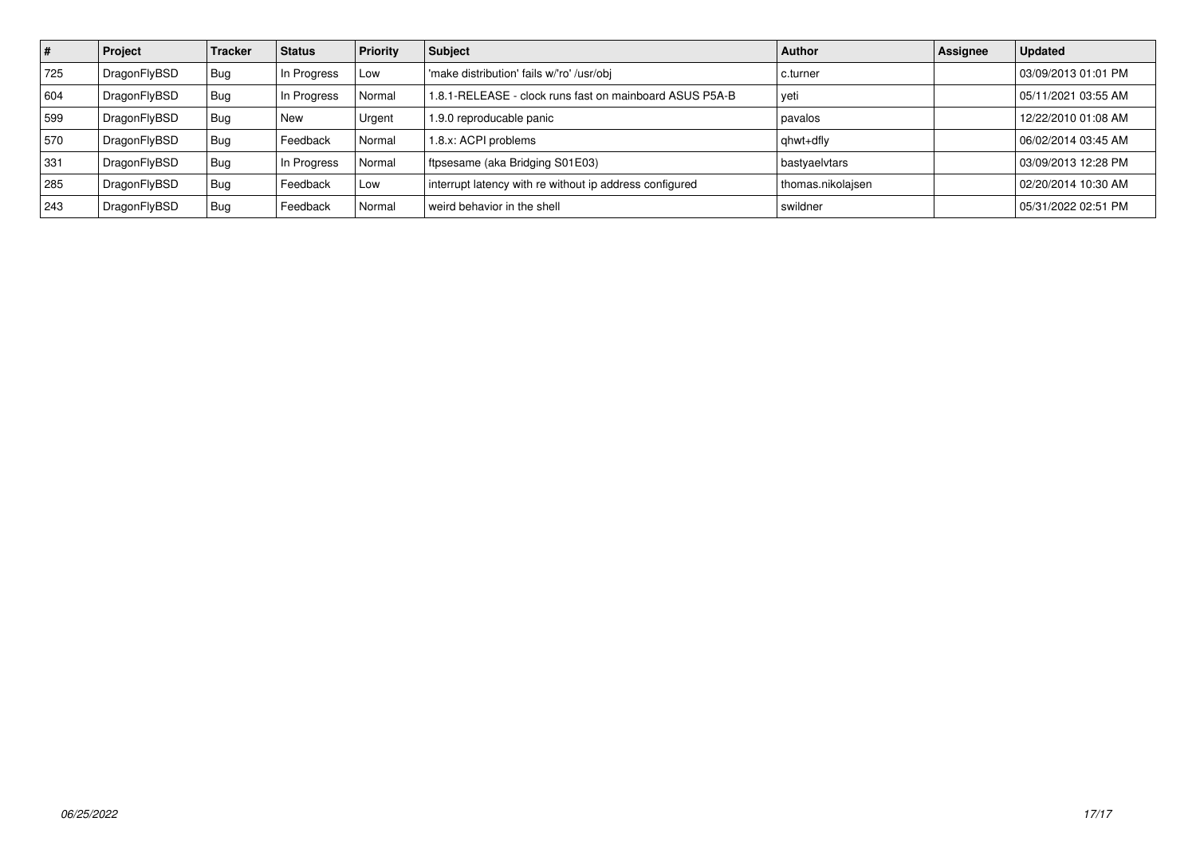| # | Project | Tracker | Status | Priority | Subject | Author | Assignee | Updated |
|---|---|---|---|---|---|---|---|---|
| 725 | DragonFlyBSD | Bug | In Progress | Low | 'make distribution' fails w/'ro' /usr/obj | c.turner | | 03/09/2013 01:01 PM |
| 604 | DragonFlyBSD | Bug | In Progress | Normal | 1.8.1-RELEASE - clock runs fast on mainboard ASUS P5A-B | yeti | | 05/11/2021 03:55 AM |
| 599 | DragonFlyBSD | Bug | New | Urgent | 1.9.0 reproducable panic | pavalos | | 12/22/2010 01:08 AM |
| 570 | DragonFlyBSD | Bug | Feedback | Normal | 1.8.x: ACPI problems | qhwt+dfly | | 06/02/2014 03:45 AM |
| 331 | DragonFlyBSD | Bug | In Progress | Normal | ftpsesame (aka Bridging S01E03) | bastyaelvtars | | 03/09/2013 12:28 PM |
| 285 | DragonFlyBSD | Bug | Feedback | Low | interrupt latency with re without ip address configured | thomas.nikolajsen | | 02/20/2014 10:30 AM |
| 243 | DragonFlyBSD | Bug | Feedback | Normal | weird behavior in the shell | swildner | | 05/31/2022 02:51 PM |